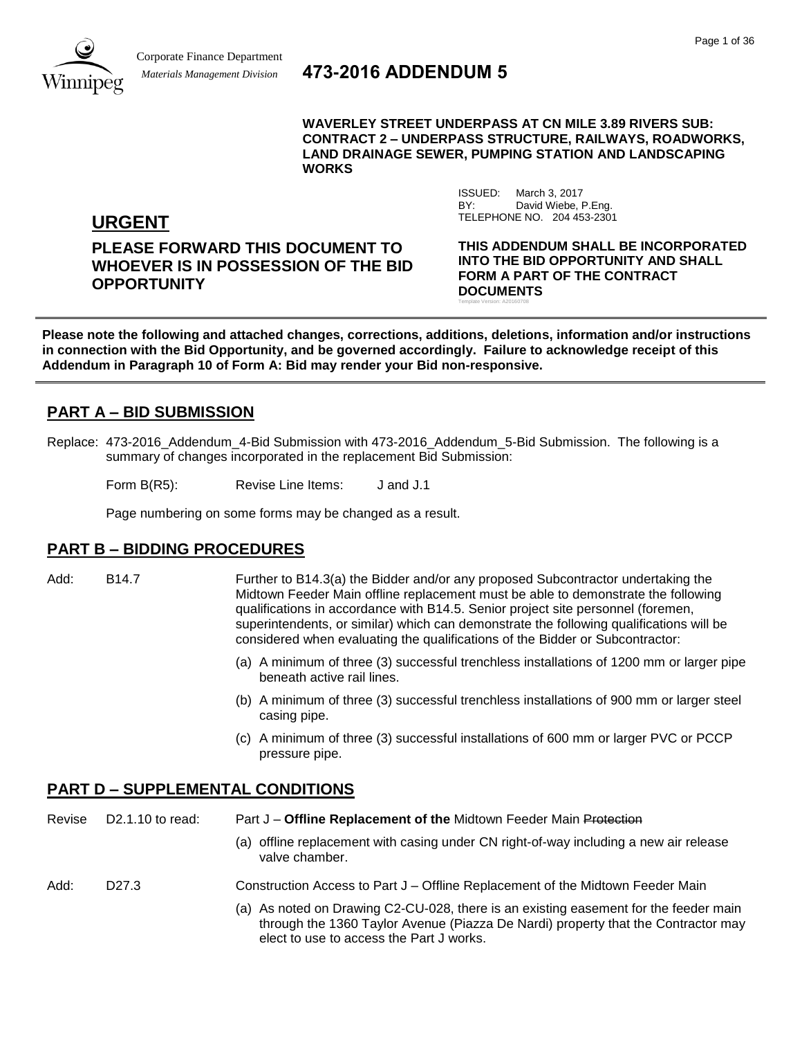Corporate Finance Department
*Materials Management Division*

# 473-2016 ADDENDUM 5

**WAVERLEY STREET UNDERPASS AT CN MILE 3.89 RIVERS SUB: CONTRACT 2 – UNDERPASS STRUCTURE, RAILWAYS, ROADWORKS, LAND DRAINAGE SEWER, PUMPING STATION AND LANDSCAPING WORKS**

ISSUED: March 3, 2017
BY: David Wiebe, P.Eng.
TELEPHONE NO. 204 453-2301

## URGENT

**PLEASE FORWARD THIS DOCUMENT TO WHOEVER IS IN POSSESSION OF THE BID OPPORTUNITY**

**THIS ADDENDUM SHALL BE INCORPORATED INTO THE BID OPPORTUNITY AND SHALL FORM A PART OF THE CONTRACT DOCUMENTS**

Template Version: A20160708

---

**Please note the following and attached changes, corrections, additions, deletions, information and/or instructions in connection with the Bid Opportunity, and be governed accordingly. Failure to acknowledge receipt of this Addendum in Paragraph 10 of Form A: Bid may render your Bid non-responsive.**

---

## PART A – BID SUBMISSION

Replace: 473-2016_Addendum_4-Bid Submission with 473-2016_Addendum_5-Bid Submission. The following is a summary of changes incorporated in the replacement Bid Submission:

Form B(R5): Revise Line Items: J and J.1

Page numbering on some forms may be changed as a result.

## PART B – BIDDING PROCEDURES

Add: B14.7 Further to B14.3(a) the Bidder and/or any proposed Subcontractor undertaking the Midtown Feeder Main offline replacement must be able to demonstrate the following qualifications in accordance with B14.5. Senior project site personnel (foremen, superintendents, or similar) which can demonstrate the following qualifications will be considered when evaluating the qualifications of the Bidder or Subcontractor:

(a) A minimum of three (3) successful trenchless installations of 1200 mm or larger pipe beneath active rail lines.

(b) A minimum of three (3) successful trenchless installations of 900 mm or larger steel casing pipe.

(c) A minimum of three (3) successful installations of 600 mm or larger PVC or PCCP pressure pipe.

## PART D – SUPPLEMENTAL CONDITIONS

Revise D2.1.10 to read: Part J – **Offline Replacement of the** Midtown Feeder Main ~~Protection~~

(a) offline replacement with casing under CN right-of-way including a new air release valve chamber.

Add: D27.3 Construction Access to Part J – Offline Replacement of the Midtown Feeder Main

(a) As noted on Drawing C2-CU-028, there is an existing easement for the feeder main through the 1360 Taylor Avenue (Piazza De Nardi) property that the Contractor may elect to use to access the Part J works.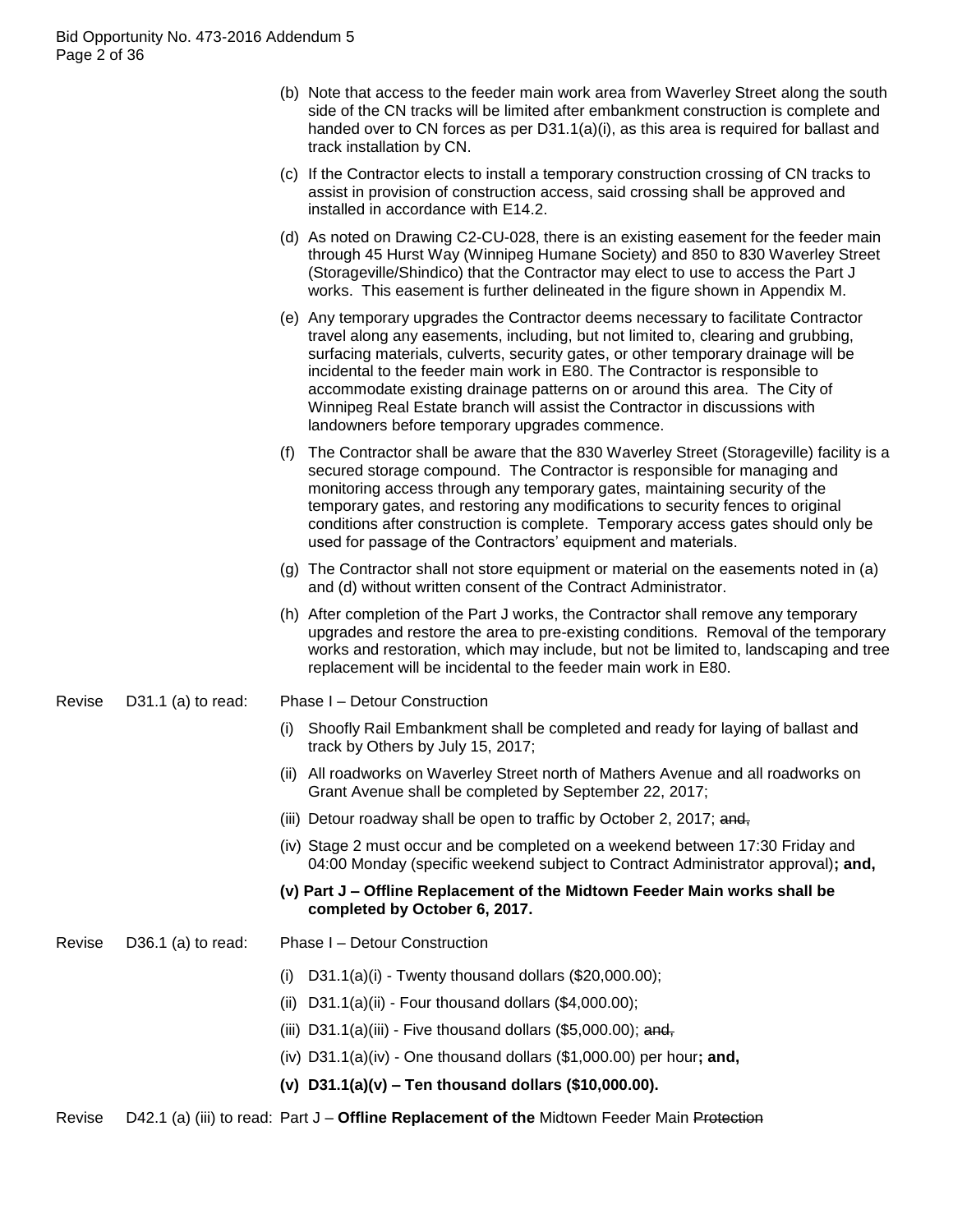(b) Note that access to the feeder main work area from Waverley Street along the south side of the CN tracks will be limited after embankment construction is complete and handed over to CN forces as per D31.1(a)(i), as this area is required for ballast and track installation by CN.

(c) If the Contractor elects to install a temporary construction crossing of CN tracks to assist in provision of construction access, said crossing shall be approved and installed in accordance with E14.2.

(d) As noted on Drawing C2-CU-028, there is an existing easement for the feeder main through 45 Hurst Way (Winnipeg Humane Society) and 850 to 830 Waverley Street (Storageville/Shindico) that the Contractor may elect to use to access the Part J works. This easement is further delineated in the figure shown in Appendix M.

(e) Any temporary upgrades the Contractor deems necessary to facilitate Contractor travel along any easements, including, but not limited to, clearing and grubbing, surfacing materials, culverts, security gates, or other temporary drainage will be incidental to the feeder main work in E80. The Contractor is responsible to accommodate existing drainage patterns on or around this area. The City of Winnipeg Real Estate branch will assist the Contractor in discussions with landowners before temporary upgrades commence.

(f) The Contractor shall be aware that the 830 Waverley Street (Storageville) facility is a secured storage compound. The Contractor is responsible for managing and monitoring access through any temporary gates, maintaining security of the temporary gates, and restoring any modifications to security fences to original conditions after construction is complete. Temporary access gates should only be used for passage of the Contractors' equipment and materials.

(g) The Contractor shall not store equipment or material on the easements noted in (a) and (d) without written consent of the Contract Administrator.

(h) After completion of the Part J works, the Contractor shall remove any temporary upgrades and restore the area to pre-existing conditions. Removal of the temporary works and restoration, which may include, but not be limited to, landscaping and tree replacement will be incidental to the feeder main work in E80.

Revise D31.1 (a) to read: Phase I – Detour Construction

(i) Shoofly Rail Embankment shall be completed and ready for laying of ballast and track by Others by July 15, 2017;

(ii) All roadworks on Waverley Street north of Mathers Avenue and all roadworks on Grant Avenue shall be completed by September 22, 2017;

(iii) Detour roadway shall be open to traffic by October 2, 2017; ~~and,~~

(iv) Stage 2 must occur and be completed on a weekend between 17:30 Friday and 04:00 Monday (specific weekend subject to Contract Administrator approval)**; and,**

**(v) Part J – Offline Replacement of the Midtown Feeder Main works shall be completed by October 6, 2017.**

Revise D36.1 (a) to read: Phase I – Detour Construction

(i) D31.1(a)(i) - Twenty thousand dollars ($20,000.00);

(ii) D31.1(a)(ii) - Four thousand dollars ($4,000.00);

(iii) D31.1(a)(iii) - Five thousand dollars ($5,000.00); ~~and,~~

(iv) D31.1(a)(iv) - One thousand dollars ($1,000.00) per hour**; and,**

**(v) D31.1(a)(v) – Ten thousand dollars ($10,000.00).**

Revise D42.1 (a) (iii) to read: Part J – **Offline Replacement of the** Midtown Feeder Main ~~Protection~~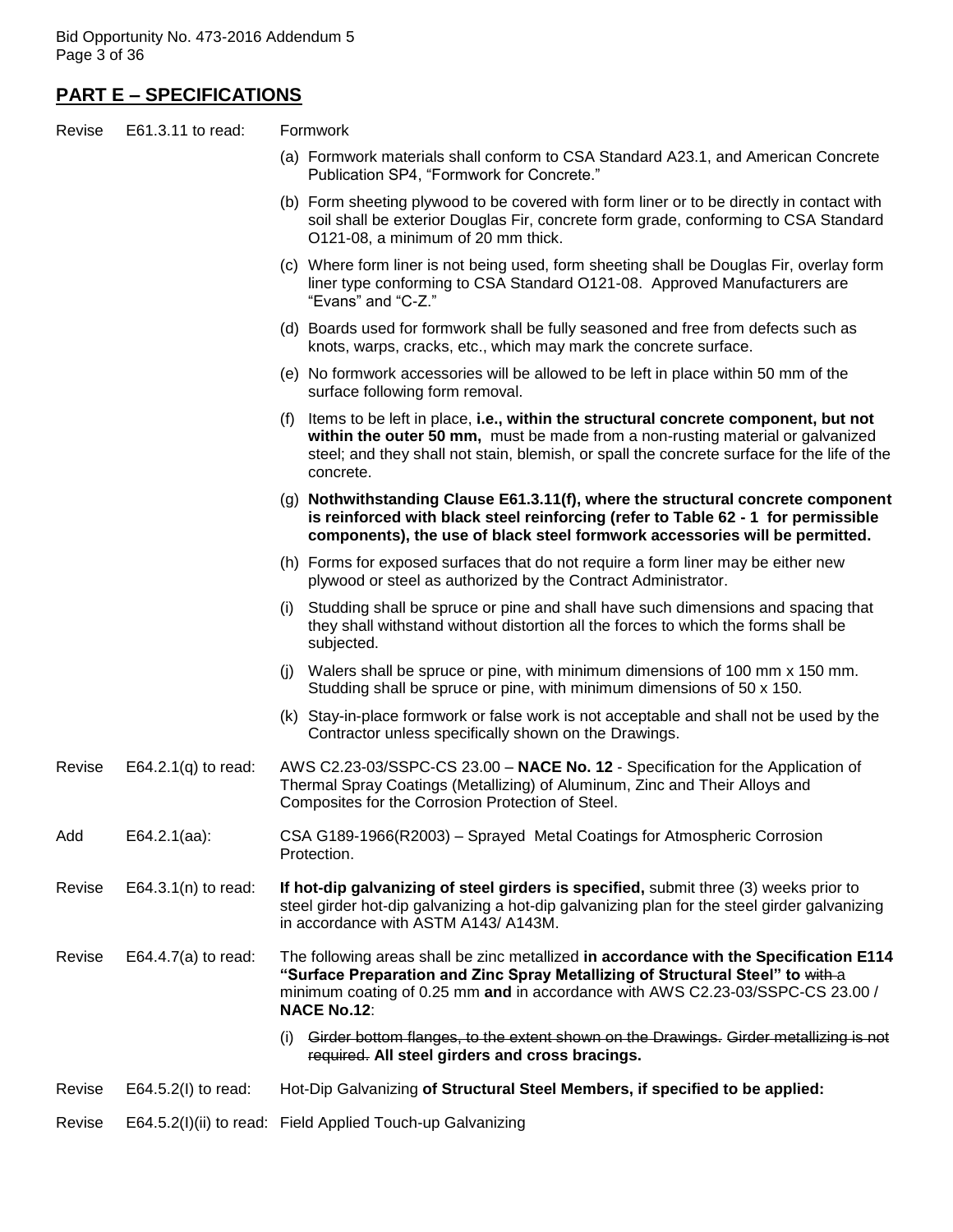## PART E – SPECIFICATIONS

Revise E61.3.11 to read: Formwork

(a) Formwork materials shall conform to CSA Standard A23.1, and American Concrete Publication SP4, "Formwork for Concrete."

(b) Form sheeting plywood to be covered with form liner or to be directly in contact with soil shall be exterior Douglas Fir, concrete form grade, conforming to CSA Standard O121-08, a minimum of 20 mm thick.

(c) Where form liner is not being used, form sheeting shall be Douglas Fir, overlay form liner type conforming to CSA Standard O121-08. Approved Manufacturers are "Evans" and "C-Z."

(d) Boards used for formwork shall be fully seasoned and free from defects such as knots, warps, cracks, etc., which may mark the concrete surface.

(e) No formwork accessories will be allowed to be left in place within 50 mm of the surface following form removal.

(f) Items to be left in place, **i.e., within the structural concrete component, but not within the outer 50 mm,** must be made from a non-rusting material or galvanized steel; and they shall not stain, blemish, or spall the concrete surface for the life of the concrete.

(g) **Nothwithstanding Clause E61.3.11(f), where the structural concrete component is reinforced with black steel reinforcing (refer to Table 62 - 1 for permissible components), the use of black steel formwork accessories will be permitted.**

(h) Forms for exposed surfaces that do not require a form liner may be either new plywood or steel as authorized by the Contract Administrator.

(i) Studding shall be spruce or pine and shall have such dimensions and spacing that they shall withstand without distortion all the forces to which the forms shall be subjected.

(j) Walers shall be spruce or pine, with minimum dimensions of 100 mm x 150 mm. Studding shall be spruce or pine, with minimum dimensions of 50 x 150.

(k) Stay-in-place formwork or false work is not acceptable and shall not be used by the Contractor unless specifically shown on the Drawings.

Revise E64.2.1(q) to read: AWS C2.23-03/SSPC-CS 23.00 – **NACE No. 12** - Specification for the Application of Thermal Spray Coatings (Metallizing) of Aluminum, Zinc and Their Alloys and Composites for the Corrosion Protection of Steel.

Add E64.2.1(aa): CSA G189-1966(R2003) – Sprayed Metal Coatings for Atmospheric Corrosion Protection.

Revise E64.3.1(n) to read: **If hot-dip galvanizing of steel girders is specified,** submit three (3) weeks prior to steel girder hot-dip galvanizing a hot-dip galvanizing plan for the steel girder galvanizing in accordance with ASTM A143/ A143M.

Revise E64.4.7(a) to read: The following areas shall be zinc metallized **in accordance with the Specification E114 "Surface Preparation and Zinc Spray Metallizing of Structural Steel" to** ~~with a~~ minimum coating of 0.25 mm **and** in accordance with AWS C2.23-03/SSPC-CS 23.00 / **NACE No.12**:

(i) ~~Girder bottom flanges, to the extent shown on the Drawings. Girder metallizing is not required.~~ **All steel girders and cross bracings.**

Revise E64.5.2(I) to read: Hot-Dip Galvanizing **of Structural Steel Members, if specified to be applied:**

Revise E64.5.2(I)(ii) to read: Field Applied Touch-up Galvanizing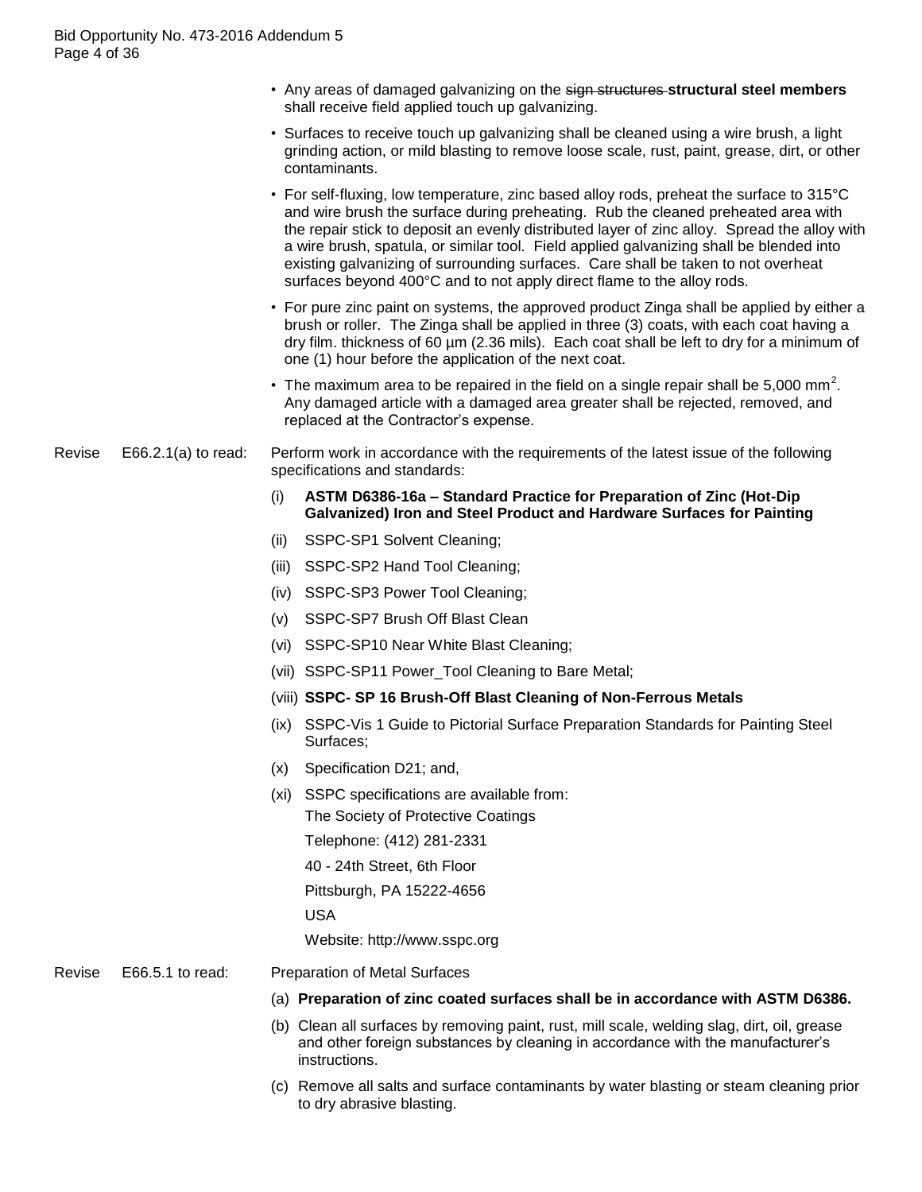- Any areas of damaged galvanizing on the ~~sign structures~~ **structural steel members** shall receive field applied touch up galvanizing.
- Surfaces to receive touch up galvanizing shall be cleaned using a wire brush, a light grinding action, or mild blasting to remove loose scale, rust, paint, grease, dirt, or other contaminants.
- For self-fluxing, low temperature, zinc based alloy rods, preheat the surface to 315°C and wire brush the surface during preheating. Rub the cleaned preheated area with the repair stick to deposit an evenly distributed layer of zinc alloy. Spread the alloy with a wire brush, spatula, or similar tool. Field applied galvanizing shall be blended into existing galvanizing of surrounding surfaces. Care shall be taken to not overheat surfaces beyond 400°C and to not apply direct flame to the alloy rods.
- For pure zinc paint on systems, the approved product Zinga shall be applied by either a brush or roller. The Zinga shall be applied in three (3) coats, with each coat having a dry film. thickness of 60 µm (2.36 mils). Each coat shall be left to dry for a minimum of one (1) hour before the application of the next coat.
- The maximum area to be repaired in the field on a single repair shall be 5,000 $mm^2$. Any damaged article with a damaged area greater shall be rejected, removed, and replaced at the Contractor's expense.

Revise E66.2.1(a) to read: Perform work in accordance with the requirements of the latest issue of the following specifications and standards:

(i) **ASTM D6386-16a – Standard Practice for Preparation of Zinc (Hot-Dip Galvanized) Iron and Steel Product and Hardware Surfaces for Painting**

(ii) SSPC-SP1 Solvent Cleaning;

(iii) SSPC-SP2 Hand Tool Cleaning;

(iv) SSPC-SP3 Power Tool Cleaning;

(v) SSPC-SP7 Brush Off Blast Clean

(vi) SSPC-SP10 Near White Blast Cleaning;

(vii) SSPC-SP11 Power_Tool Cleaning to Bare Metal;

(viii) **SSPC- SP 16 Brush-Off Blast Cleaning of Non-Ferrous Metals**

(ix) SSPC-Vis 1 Guide to Pictorial Surface Preparation Standards for Painting Steel Surfaces;

(x) Specification D21; and,

(xi) SSPC specifications are available from:

The Society of Protective Coatings

Telephone: (412) 281-2331

40 - 24th Street, 6th Floor

Pittsburgh, PA 15222-4656

USA

Website: http://www.sspc.org

Revise E66.5.1 to read: Preparation of Metal Surfaces

(a) **Preparation of zinc coated surfaces shall be in accordance with ASTM D6386.**

(b) Clean all surfaces by removing paint, rust, mill scale, welding slag, dirt, oil, grease and other foreign substances by cleaning in accordance with the manufacturer's instructions.

(c) Remove all salts and surface contaminants by water blasting or steam cleaning prior to dry abrasive blasting.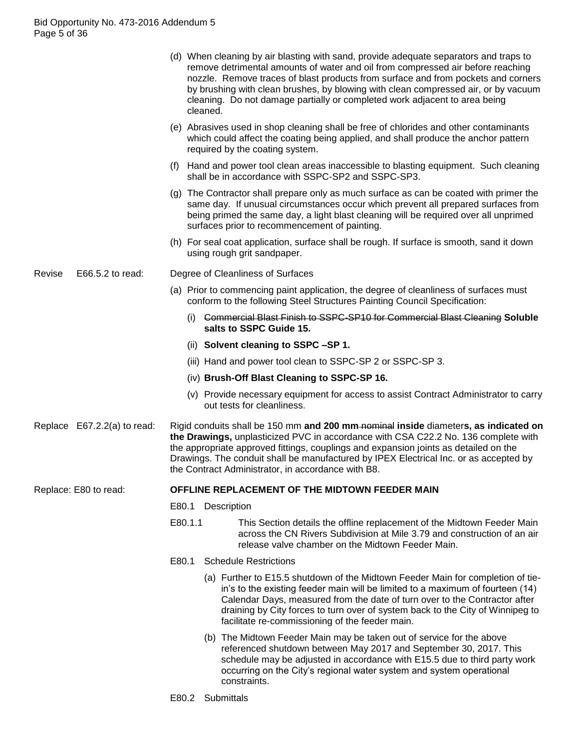(d) When cleaning by air blasting with sand, provide adequate separators and traps to remove detrimental amounts of water and oil from compressed air before reaching nozzle. Remove traces of blast products from surface and from pockets and corners by brushing with clean brushes, by blowing with clean compressed air, or by vacuum cleaning. Do not damage partially or completed work adjacent to area being cleaned.

(e) Abrasives used in shop cleaning shall be free of chlorides and other contaminants which could affect the coating being applied, and shall produce the anchor pattern required by the coating system.

(f) Hand and power tool clean areas inaccessible to blasting equipment. Such cleaning shall be in accordance with SSPC-SP2 and SSPC-SP3.

(g) The Contractor shall prepare only as much surface as can be coated with primer the same day. If unusual circumstances occur which prevent all prepared surfaces from being primed the same day, a light blast cleaning will be required over all unprimed surfaces prior to recommencement of painting.

(h) For seal coat application, surface shall be rough. If surface is smooth, sand it down using rough grit sandpaper.

Revise E66.5.2 to read: Degree of Cleanliness of Surfaces

(a) Prior to commencing paint application, the degree of cleanliness of surfaces must conform to the following Steel Structures Painting Council Specification:

   (i) ~~Commercial Blast Finish to SSPC-SP10 for Commercial Blast Cleaning~~ **Soluble salts to SSPC Guide 15.**

   (ii) **Solvent cleaning to SSPC –SP 1.**

   (iii) Hand and power tool clean to SSPC-SP 2 or SSPC-SP 3.

   (iv) **Brush-Off Blast Cleaning to SSPC-SP 16.**

   (v) Provide necessary equipment for access to assist Contract Administrator to carry out tests for cleanliness.

Replace E67.2.2(a) to read: Rigid conduits shall be 150 mm **and 200 mm** ~~nominal~~ **inside** diameter**s, as indicated on the Drawings,** unplasticized PVC in accordance with CSA C22.2 No. 136 complete with the appropriate approved fittings, couplings and expansion joints as detailed on the Drawings. The conduit shall be manufactured by IPEX Electrical Inc. or as accepted by the Contract Administrator, in accordance with B8.

Replace: E80 to read: **OFFLINE REPLACEMENT OF THE MIDTOWN FEEDER MAIN**

E80.1 Description

E80.1.1 This Section details the offline replacement of the Midtown Feeder Main across the CN Rivers Subdivision at Mile 3.79 and construction of an air release valve chamber on the Midtown Feeder Main.

E80.1 Schedule Restrictions

(a) Further to E15.5 shutdown of the Midtown Feeder Main for completion of tie-in's to the existing feeder main will be limited to a maximum of fourteen (14) Calendar Days, measured from the date of turn over to the Contractor after draining by City forces to turn over of system back to the City of Winnipeg to facilitate re-commissioning of the feeder main.

(b) The Midtown Feeder Main may be taken out of service for the above referenced shutdown between May 2017 and September 30, 2017. This schedule may be adjusted in accordance with E15.5 due to third party work occurring on the City's regional water system and system operational constraints.

E80.2 Submittals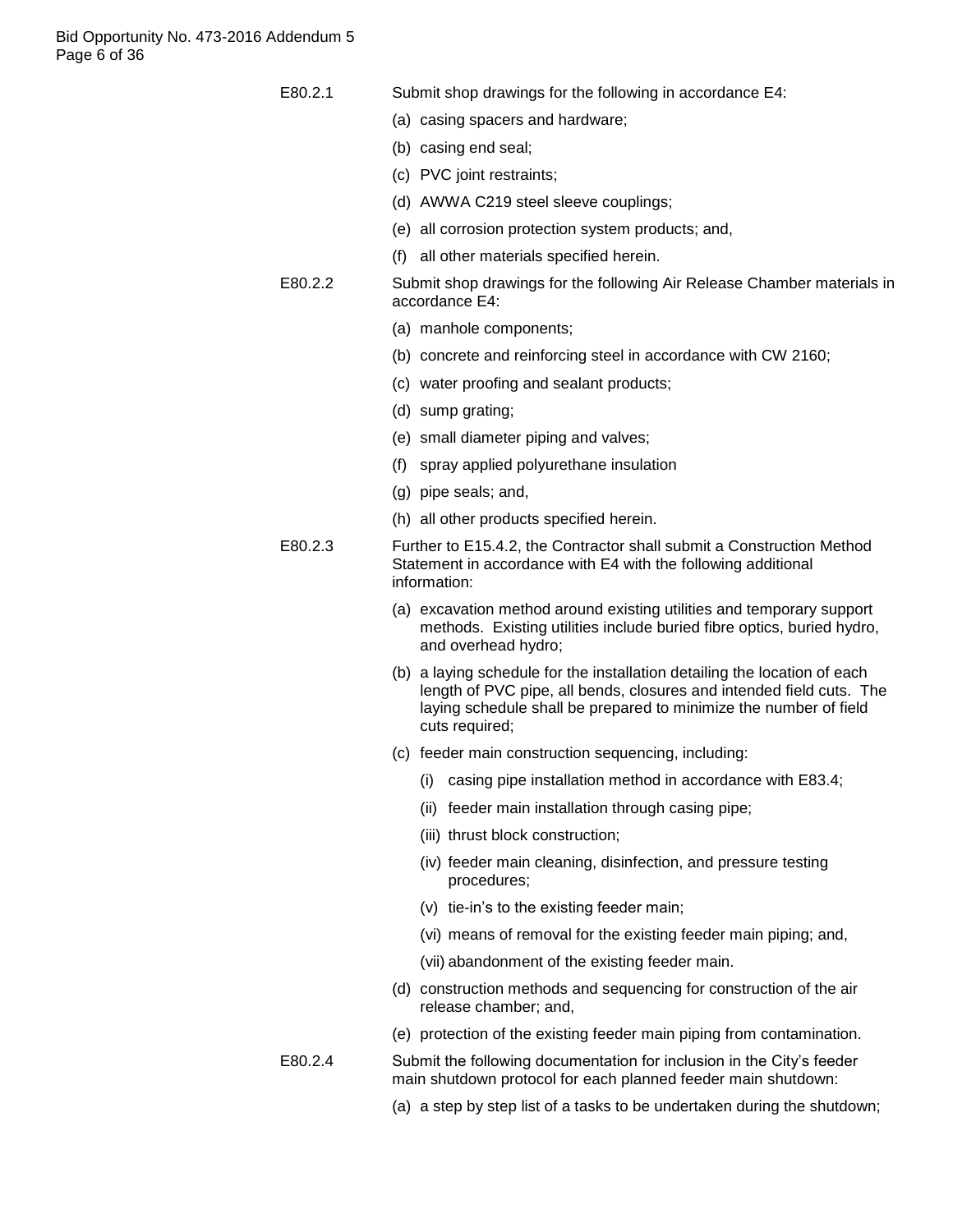E80.2.1 Submit shop drawings for the following in accordance E4:

(a) casing spacers and hardware;

(b) casing end seal;

(c) PVC joint restraints;

(d) AWWA C219 steel sleeve couplings;

(e) all corrosion protection system products; and,

(f) all other materials specified herein.

E80.2.2 Submit shop drawings for the following Air Release Chamber materials in accordance E4:

(a) manhole components;

(b) concrete and reinforcing steel in accordance with CW 2160;

(c) water proofing and sealant products;

(d) sump grating;

(e) small diameter piping and valves;

(f) spray applied polyurethane insulation

(g) pipe seals; and,

(h) all other products specified herein.

E80.2.3 Further to E15.4.2, the Contractor shall submit a Construction Method Statement in accordance with E4 with the following additional information:

(a) excavation method around existing utilities and temporary support methods. Existing utilities include buried fibre optics, buried hydro, and overhead hydro;

(b) a laying schedule for the installation detailing the location of each length of PVC pipe, all bends, closures and intended field cuts. The laying schedule shall be prepared to minimize the number of field cuts required;

(c) feeder main construction sequencing, including:

(i) casing pipe installation method in accordance with E83.4;

(ii) feeder main installation through casing pipe;

(iii) thrust block construction;

(iv) feeder main cleaning, disinfection, and pressure testing procedures;

(v) tie-in's to the existing feeder main;

(vi) means of removal for the existing feeder main piping; and,

(vii) abandonment of the existing feeder main.

(d) construction methods and sequencing for construction of the air release chamber; and,

(e) protection of the existing feeder main piping from contamination.

E80.2.4 Submit the following documentation for inclusion in the City's feeder main shutdown protocol for each planned feeder main shutdown:

(a) a step by step list of a tasks to be undertaken during the shutdown;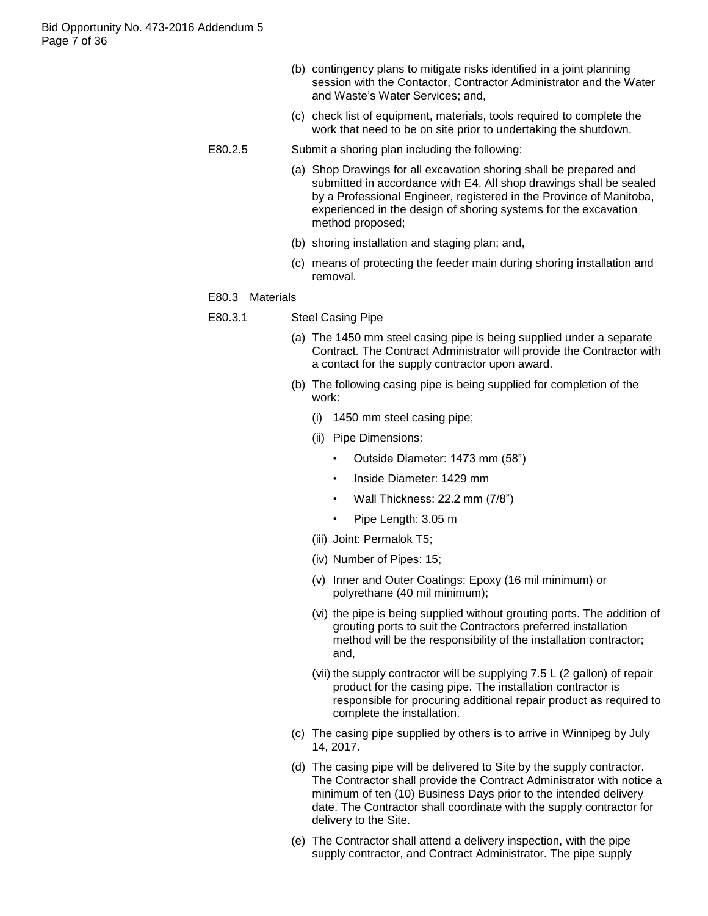(b) contingency plans to mitigate risks identified in a joint planning session with the Contactor, Contractor Administrator and the Water and Waste's Water Services; and,

(c) check list of equipment, materials, tools required to complete the work that need to be on site prior to undertaking the shutdown.

E80.2.5 Submit a shoring plan including the following:

(a) Shop Drawings for all excavation shoring shall be prepared and submitted in accordance with E4. All shop drawings shall be sealed by a Professional Engineer, registered in the Province of Manitoba, experienced in the design of shoring systems for the excavation method proposed;

(b) shoring installation and staging plan; and,

(c) means of protecting the feeder main during shoring installation and removal.

E80.3 Materials

E80.3.1 Steel Casing Pipe

(a) The 1450 mm steel casing pipe is being supplied under a separate Contract. The Contract Administrator will provide the Contractor with a contact for the supply contractor upon award.

(b) The following casing pipe is being supplied for completion of the work:

(i) 1450 mm steel casing pipe;

(ii) Pipe Dimensions:

- Outside Diameter: 1473 mm (58")
- Inside Diameter: 1429 mm
- Wall Thickness: 22.2 mm (7/8")
- Pipe Length: 3.05 m

(iii) Joint: Permalok T5;

(iv) Number of Pipes: 15;

(v) Inner and Outer Coatings: Epoxy (16 mil minimum) or polyrethane (40 mil minimum);

(vi) the pipe is being supplied without grouting ports. The addition of grouting ports to suit the Contractors preferred installation method will be the responsibility of the installation contractor; and,

(vii) the supply contractor will be supplying 7.5 L (2 gallon) of repair product for the casing pipe. The installation contractor is responsible for procuring additional repair product as required to complete the installation.

(c) The casing pipe supplied by others is to arrive in Winnipeg by July 14, 2017.

(d) The casing pipe will be delivered to Site by the supply contractor. The Contractor shall provide the Contract Administrator with notice a minimum of ten (10) Business Days prior to the intended delivery date. The Contractor shall coordinate with the supply contractor for delivery to the Site.

(e) The Contractor shall attend a delivery inspection, with the pipe supply contractor, and Contract Administrator. The pipe supply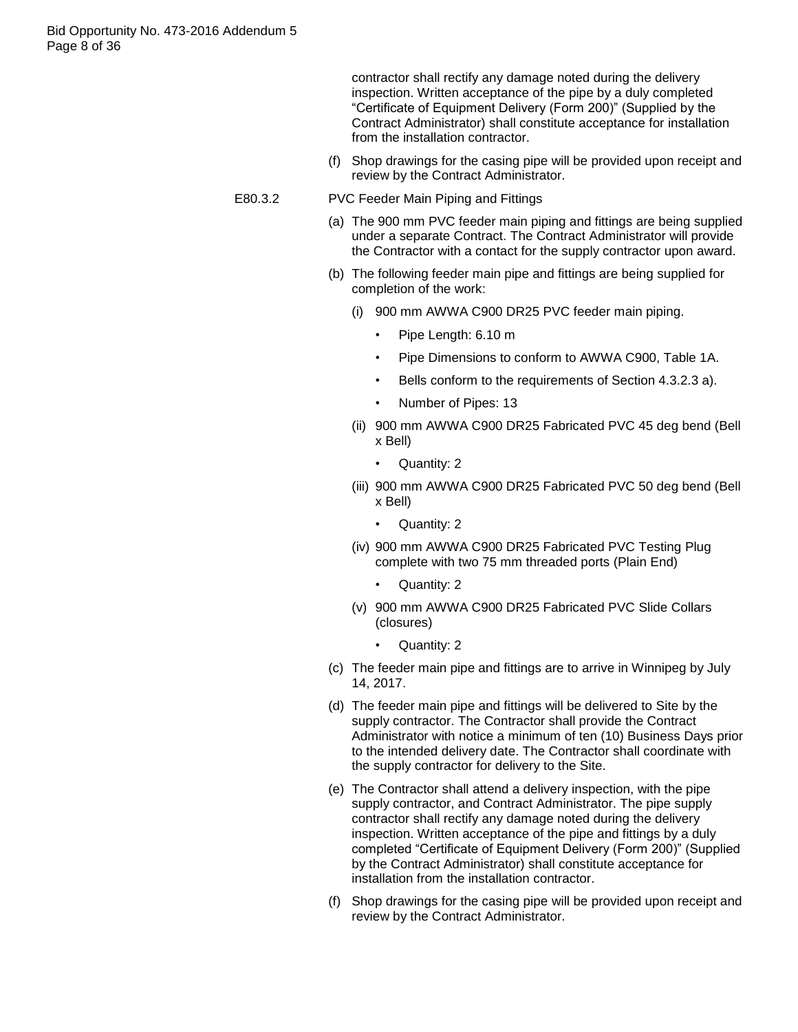contractor shall rectify any damage noted during the delivery inspection. Written acceptance of the pipe by a duly completed "Certificate of Equipment Delivery (Form 200)" (Supplied by the Contract Administrator) shall constitute acceptance for installation from the installation contractor.

(f) Shop drawings for the casing pipe will be provided upon receipt and review by the Contract Administrator.

E80.3.2 PVC Feeder Main Piping and Fittings

(a) The 900 mm PVC feeder main piping and fittings are being supplied under a separate Contract. The Contract Administrator will provide the Contractor with a contact for the supply contractor upon award.

(b) The following feeder main pipe and fittings are being supplied for completion of the work:

(i) 900 mm AWWA C900 DR25 PVC feeder main piping.

- Pipe Length: 6.10 m
- Pipe Dimensions to conform to AWWA C900, Table 1A.
- Bells conform to the requirements of Section 4.3.2.3 a).
- Number of Pipes: 13

(ii) 900 mm AWWA C900 DR25 Fabricated PVC 45 deg bend (Bell x Bell)

- Quantity: 2

(iii) 900 mm AWWA C900 DR25 Fabricated PVC 50 deg bend (Bell x Bell)

- Quantity: 2

(iv) 900 mm AWWA C900 DR25 Fabricated PVC Testing Plug complete with two 75 mm threaded ports (Plain End)

- Quantity: 2

(v) 900 mm AWWA C900 DR25 Fabricated PVC Slide Collars (closures)

- Quantity: 2

(c) The feeder main pipe and fittings are to arrive in Winnipeg by July 14, 2017.

(d) The feeder main pipe and fittings will be delivered to Site by the supply contractor. The Contractor shall provide the Contract Administrator with notice a minimum of ten (10) Business Days prior to the intended delivery date. The Contractor shall coordinate with the supply contractor for delivery to the Site.

(e) The Contractor shall attend a delivery inspection, with the pipe supply contractor, and Contract Administrator. The pipe supply contractor shall rectify any damage noted during the delivery inspection. Written acceptance of the pipe and fittings by a duly completed "Certificate of Equipment Delivery (Form 200)" (Supplied by the Contract Administrator) shall constitute acceptance for installation from the installation contractor.

(f) Shop drawings for the casing pipe will be provided upon receipt and review by the Contract Administrator.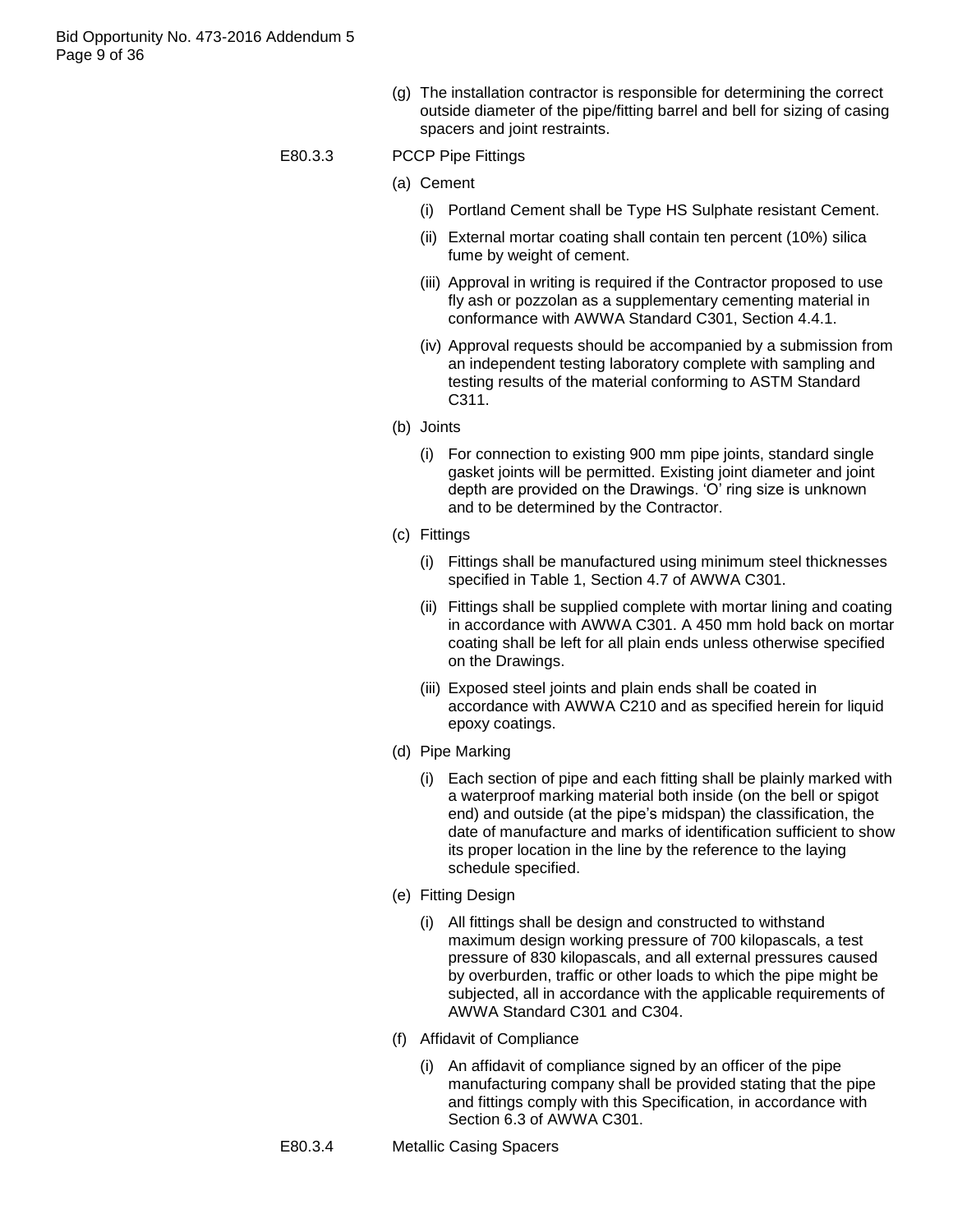(g) The installation contractor is responsible for determining the correct outside diameter of the pipe/fitting barrel and bell for sizing of casing spacers and joint restraints.

E80.3.3 PCCP Pipe Fittings

(a) Cement

(i) Portland Cement shall be Type HS Sulphate resistant Cement.

(ii) External mortar coating shall contain ten percent (10%) silica fume by weight of cement.

(iii) Approval in writing is required if the Contractor proposed to use fly ash or pozzolan as a supplementary cementing material in conformance with AWWA Standard C301, Section 4.4.1.

(iv) Approval requests should be accompanied by a submission from an independent testing laboratory complete with sampling and testing results of the material conforming to ASTM Standard C311.

(b) Joints

(i) For connection to existing 900 mm pipe joints, standard single gasket joints will be permitted. Existing joint diameter and joint depth are provided on the Drawings. 'O' ring size is unknown and to be determined by the Contractor.

(c) Fittings

(i) Fittings shall be manufactured using minimum steel thicknesses specified in Table 1, Section 4.7 of AWWA C301.

(ii) Fittings shall be supplied complete with mortar lining and coating in accordance with AWWA C301. A 450 mm hold back on mortar coating shall be left for all plain ends unless otherwise specified on the Drawings.

(iii) Exposed steel joints and plain ends shall be coated in accordance with AWWA C210 and as specified herein for liquid epoxy coatings.

(d) Pipe Marking

(i) Each section of pipe and each fitting shall be plainly marked with a waterproof marking material both inside (on the bell or spigot end) and outside (at the pipe's midspan) the classification, the date of manufacture and marks of identification sufficient to show its proper location in the line by the reference to the laying schedule specified.

(e) Fitting Design

(i) All fittings shall be design and constructed to withstand maximum design working pressure of 700 kilopascals, a test pressure of 830 kilopascals, and all external pressures caused by overburden, traffic or other loads to which the pipe might be subjected, all in accordance with the applicable requirements of AWWA Standard C301 and C304.

(f) Affidavit of Compliance

(i) An affidavit of compliance signed by an officer of the pipe manufacturing company shall be provided stating that the pipe and fittings comply with this Specification, in accordance with Section 6.3 of AWWA C301.

E80.3.4 Metallic Casing Spacers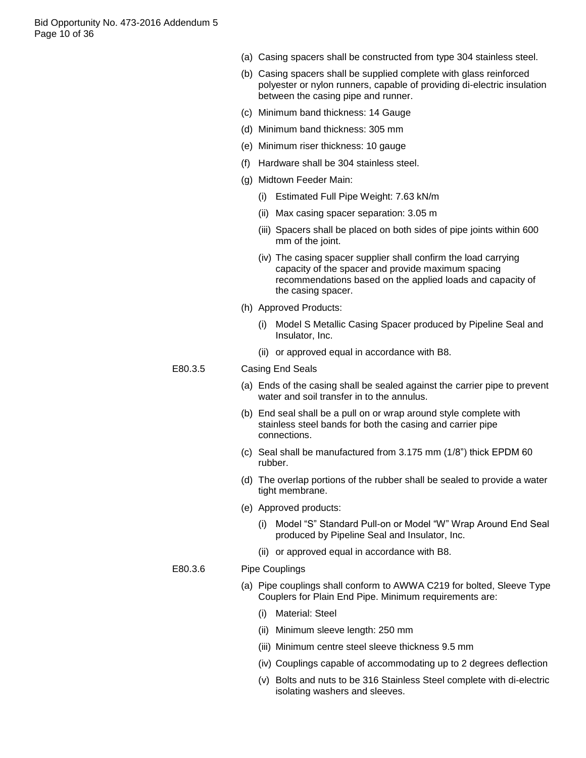(a) Casing spacers shall be constructed from type 304 stainless steel.

(b) Casing spacers shall be supplied complete with glass reinforced polyester or nylon runners, capable of providing di-electric insulation between the casing pipe and runner.

(c) Minimum band thickness: 14 Gauge

(d) Minimum band thickness: 305 mm

(e) Minimum riser thickness: 10 gauge

(f) Hardware shall be 304 stainless steel.

(g) Midtown Feeder Main:

   (i) Estimated Full Pipe Weight: 7.63 kN/m

   (ii) Max casing spacer separation: 3.05 m

   (iii) Spacers shall be placed on both sides of pipe joints within 600 mm of the joint.

   (iv) The casing spacer supplier shall confirm the load carrying capacity of the spacer and provide maximum spacing recommendations based on the applied loads and capacity of the casing spacer.

(h) Approved Products:

   (i) Model S Metallic Casing Spacer produced by Pipeline Seal and Insulator, Inc.

   (ii) or approved equal in accordance with B8.

E80.3.5 Casing End Seals

(a) Ends of the casing shall be sealed against the carrier pipe to prevent water and soil transfer in to the annulus.

(b) End seal shall be a pull on or wrap around style complete with stainless steel bands for both the casing and carrier pipe connections.

(c) Seal shall be manufactured from 3.175 mm (1/8") thick EPDM 60 rubber.

(d) The overlap portions of the rubber shall be sealed to provide a water tight membrane.

(e) Approved products:

   (i) Model "S" Standard Pull-on or Model "W" Wrap Around End Seal produced by Pipeline Seal and Insulator, Inc.

   (ii) or approved equal in accordance with B8.

E80.3.6 Pipe Couplings

(a) Pipe couplings shall conform to AWWA C219 for bolted, Sleeve Type Couplers for Plain End Pipe. Minimum requirements are:

   (i) Material: Steel

   (ii) Minimum sleeve length: 250 mm

   (iii) Minimum centre steel sleeve thickness 9.5 mm

   (iv) Couplings capable of accommodating up to 2 degrees deflection

   (v) Bolts and nuts to be 316 Stainless Steel complete with di-electric isolating washers and sleeves.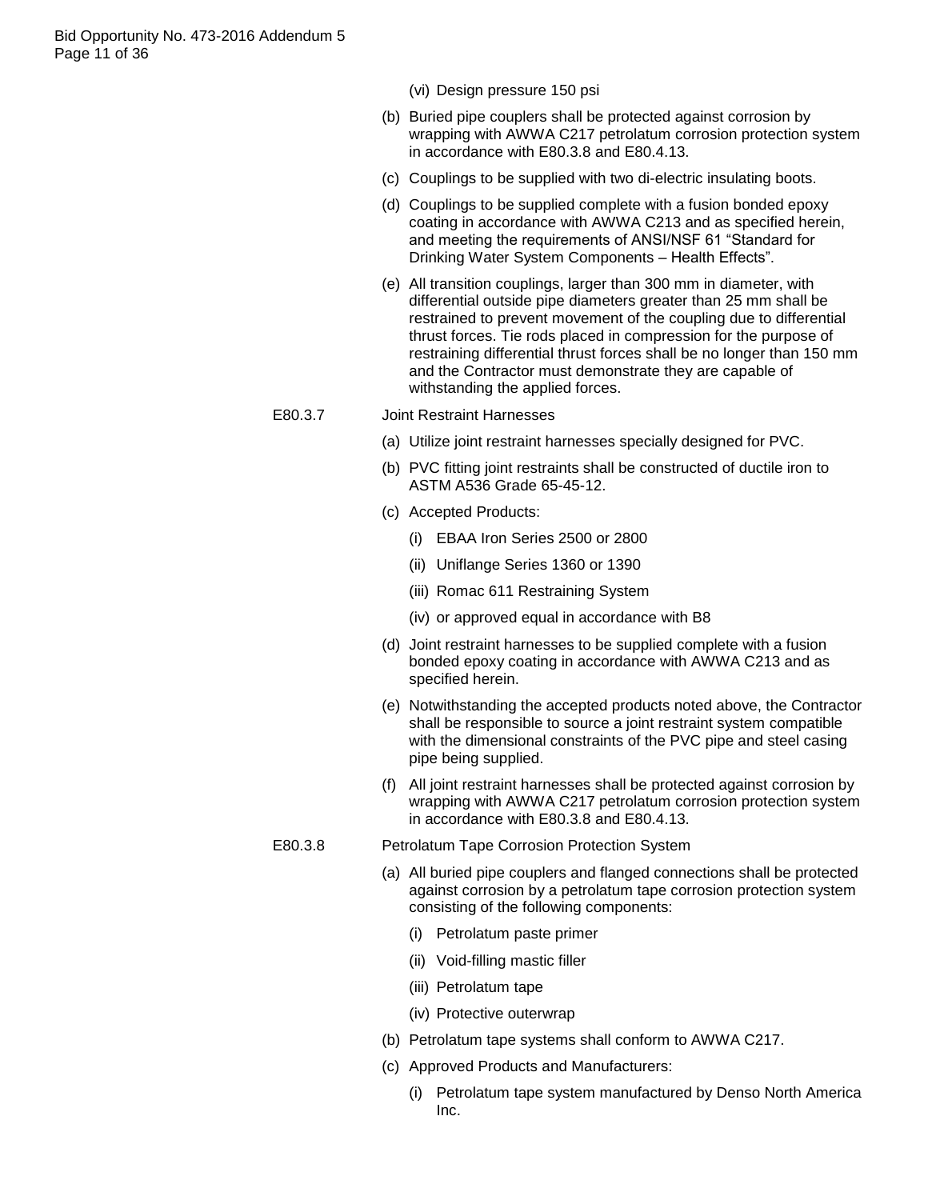(vi) Design pressure 150 psi

(b) Buried pipe couplers shall be protected against corrosion by wrapping with AWWA C217 petrolatum corrosion protection system in accordance with E80.3.8 and E80.4.13.

(c) Couplings to be supplied with two di-electric insulating boots.

(d) Couplings to be supplied complete with a fusion bonded epoxy coating in accordance with AWWA C213 and as specified herein, and meeting the requirements of ANSI/NSF 61 "Standard for Drinking Water System Components – Health Effects".

(e) All transition couplings, larger than 300 mm in diameter, with differential outside pipe diameters greater than 25 mm shall be restrained to prevent movement of the coupling due to differential thrust forces. Tie rods placed in compression for the purpose of restraining differential thrust forces shall be no longer than 150 mm and the Contractor must demonstrate they are capable of withstanding the applied forces.

E80.3.7 Joint Restraint Harnesses

(a) Utilize joint restraint harnesses specially designed for PVC.

(b) PVC fitting joint restraints shall be constructed of ductile iron to ASTM A536 Grade 65-45-12.

(c) Accepted Products:

  (i) EBAA Iron Series 2500 or 2800

  (ii) Uniflange Series 1360 or 1390

  (iii) Romac 611 Restraining System

  (iv) or approved equal in accordance with B8

(d) Joint restraint harnesses to be supplied complete with a fusion bonded epoxy coating in accordance with AWWA C213 and as specified herein.

(e) Notwithstanding the accepted products noted above, the Contractor shall be responsible to source a joint restraint system compatible with the dimensional constraints of the PVC pipe and steel casing pipe being supplied.

(f) All joint restraint harnesses shall be protected against corrosion by wrapping with AWWA C217 petrolatum corrosion protection system in accordance with E80.3.8 and E80.4.13.

E80.3.8 Petrolatum Tape Corrosion Protection System

(a) All buried pipe couplers and flanged connections shall be protected against corrosion by a petrolatum tape corrosion protection system consisting of the following components:

  (i) Petrolatum paste primer

  (ii) Void-filling mastic filler

  (iii) Petrolatum tape

  (iv) Protective outerwrap

(b) Petrolatum tape systems shall conform to AWWA C217.

(c) Approved Products and Manufacturers:

  (i) Petrolatum tape system manufactured by Denso North America Inc.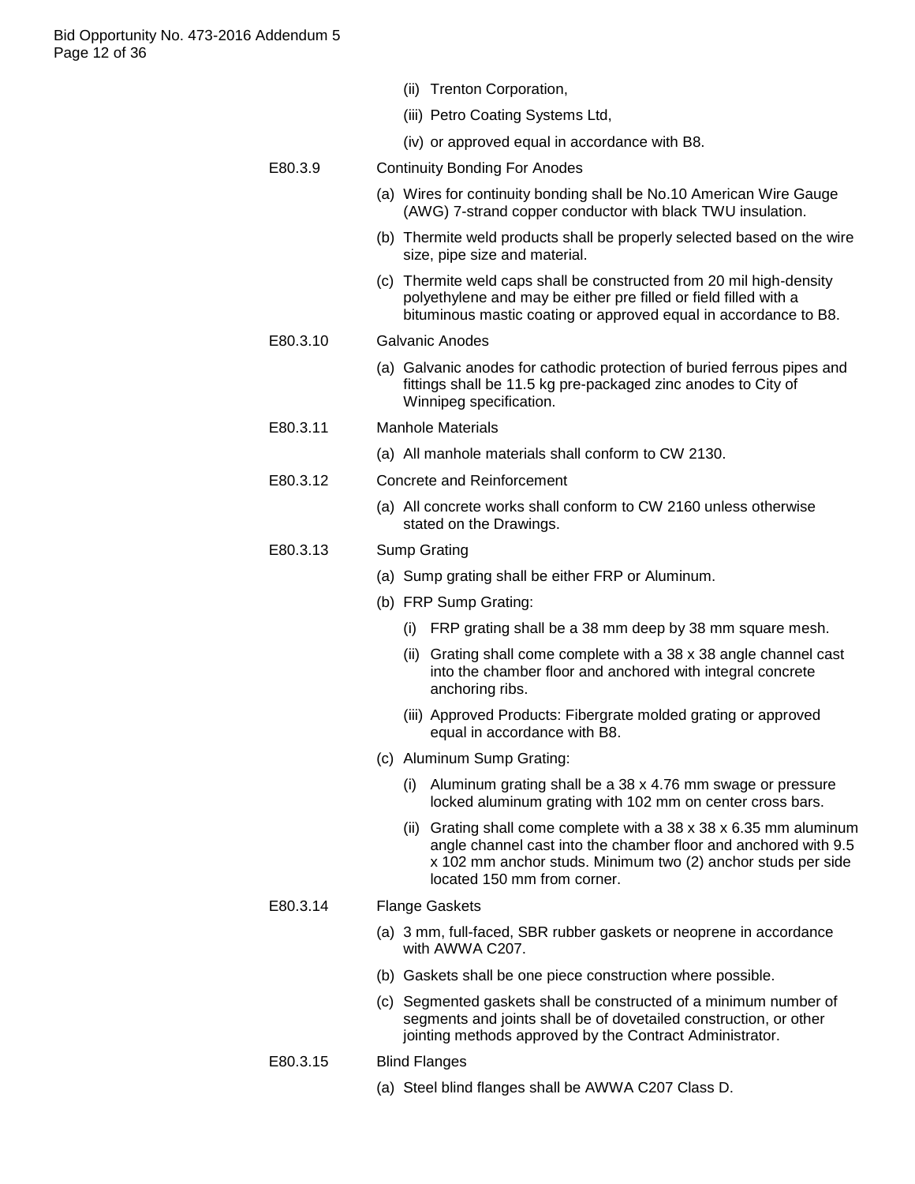(ii) Trenton Corporation,

(iii) Petro Coating Systems Ltd,

(iv) or approved equal in accordance with B8.

E80.3.9 Continuity Bonding For Anodes

(a) Wires for continuity bonding shall be No.10 American Wire Gauge (AWG) 7-strand copper conductor with black TWU insulation.

(b) Thermite weld products shall be properly selected based on the wire size, pipe size and material.

(c) Thermite weld caps shall be constructed from 20 mil high-density polyethylene and may be either pre filled or field filled with a bituminous mastic coating or approved equal in accordance to B8.

E80.3.10 Galvanic Anodes

(a) Galvanic anodes for cathodic protection of buried ferrous pipes and fittings shall be 11.5 kg pre-packaged zinc anodes to City of Winnipeg specification.

E80.3.11 Manhole Materials

(a) All manhole materials shall conform to CW 2130.

E80.3.12 Concrete and Reinforcement

(a) All concrete works shall conform to CW 2160 unless otherwise stated on the Drawings.

E80.3.13 Sump Grating

(a) Sump grating shall be either FRP or Aluminum.

(b) FRP Sump Grating:

(i) FRP grating shall be a 38 mm deep by 38 mm square mesh.

(ii) Grating shall come complete with a 38 x 38 angle channel cast into the chamber floor and anchored with integral concrete anchoring ribs.

(iii) Approved Products: Fibergrate molded grating or approved equal in accordance with B8.

(c) Aluminum Sump Grating:

(i) Aluminum grating shall be a 38 x 4.76 mm swage or pressure locked aluminum grating with 102 mm on center cross bars.

(ii) Grating shall come complete with a 38 x 38 x 6.35 mm aluminum angle channel cast into the chamber floor and anchored with 9.5 x 102 mm anchor studs. Minimum two (2) anchor studs per side located 150 mm from corner.

E80.3.14 Flange Gaskets

(a) 3 mm, full-faced, SBR rubber gaskets or neoprene in accordance with AWWA C207.

(b) Gaskets shall be one piece construction where possible.

(c) Segmented gaskets shall be constructed of a minimum number of segments and joints shall be of dovetailed construction, or other jointing methods approved by the Contract Administrator.

E80.3.15 Blind Flanges

(a) Steel blind flanges shall be AWWA C207 Class D.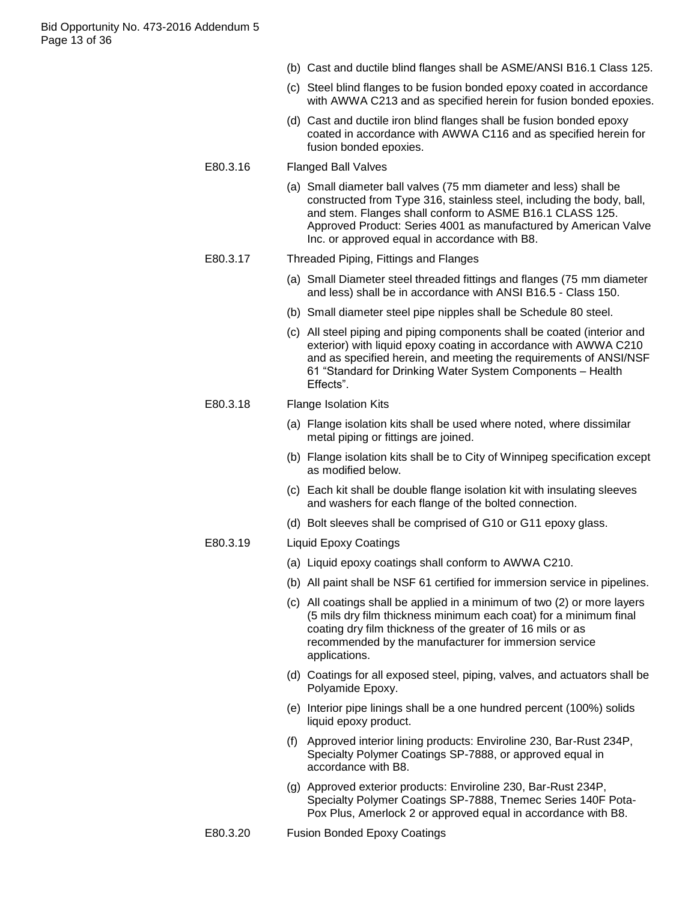(b) Cast and ductile blind flanges shall be ASME/ANSI B16.1 Class 125.

(c) Steel blind flanges to be fusion bonded epoxy coated in accordance with AWWA C213 and as specified herein for fusion bonded epoxies.

(d) Cast and ductile iron blind flanges shall be fusion bonded epoxy coated in accordance with AWWA C116 and as specified herein for fusion bonded epoxies.

E80.3.16 Flanged Ball Valves

(a) Small diameter ball valves (75 mm diameter and less) shall be constructed from Type 316, stainless steel, including the body, ball, and stem. Flanges shall conform to ASME B16.1 CLASS 125. Approved Product: Series 4001 as manufactured by American Valve Inc. or approved equal in accordance with B8.

E80.3.17 Threaded Piping, Fittings and Flanges

(a) Small Diameter steel threaded fittings and flanges (75 mm diameter and less) shall be in accordance with ANSI B16.5 - Class 150.

(b) Small diameter steel pipe nipples shall be Schedule 80 steel.

(c) All steel piping and piping components shall be coated (interior and exterior) with liquid epoxy coating in accordance with AWWA C210 and as specified herein, and meeting the requirements of ANSI/NSF 61 "Standard for Drinking Water System Components – Health Effects".

E80.3.18 Flange Isolation Kits

(a) Flange isolation kits shall be used where noted, where dissimilar metal piping or fittings are joined.

(b) Flange isolation kits shall be to City of Winnipeg specification except as modified below.

(c) Each kit shall be double flange isolation kit with insulating sleeves and washers for each flange of the bolted connection.

(d) Bolt sleeves shall be comprised of G10 or G11 epoxy glass.

E80.3.19 Liquid Epoxy Coatings

(a) Liquid epoxy coatings shall conform to AWWA C210.

(b) All paint shall be NSF 61 certified for immersion service in pipelines.

(c) All coatings shall be applied in a minimum of two (2) or more layers (5 mils dry film thickness minimum each coat) for a minimum final coating dry film thickness of the greater of 16 mils or as recommended by the manufacturer for immersion service applications.

(d) Coatings for all exposed steel, piping, valves, and actuators shall be Polyamide Epoxy.

(e) Interior pipe linings shall be a one hundred percent (100%) solids liquid epoxy product.

(f) Approved interior lining products: Enviroline 230, Bar-Rust 234P, Specialty Polymer Coatings SP-7888, or approved equal in accordance with B8.

(g) Approved exterior products: Enviroline 230, Bar-Rust 234P, Specialty Polymer Coatings SP-7888, Tnemec Series 140F Pota-Pox Plus, Amerlock 2 or approved equal in accordance with B8.

E80.3.20 Fusion Bonded Epoxy Coatings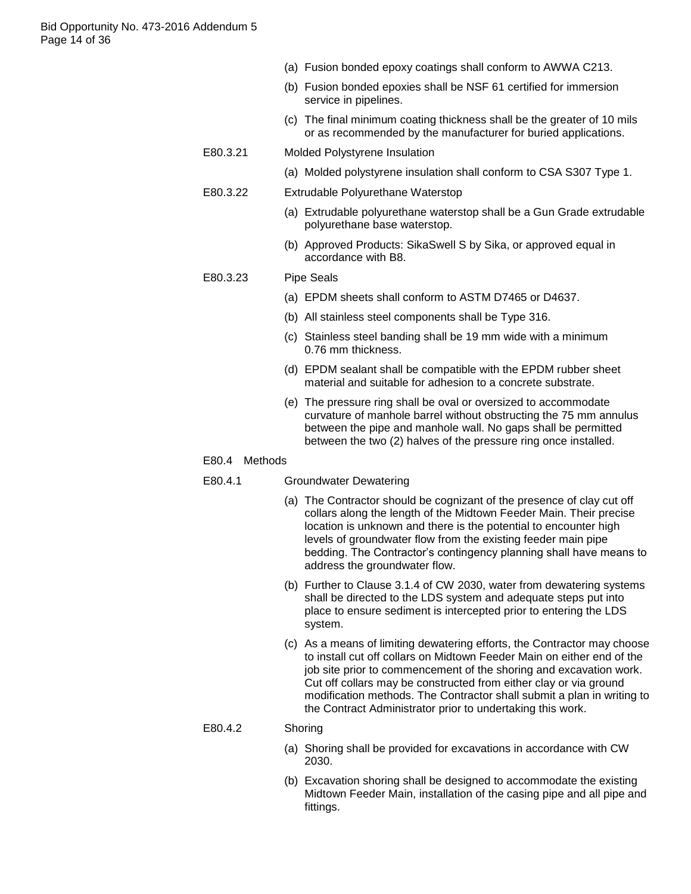(a) Fusion bonded epoxy coatings shall conform to AWWA C213.

(b) Fusion bonded epoxies shall be NSF 61 certified for immersion service in pipelines.

(c) The final minimum coating thickness shall be the greater of 10 mils or as recommended by the manufacturer for buried applications.

E80.3.21 Molded Polystyrene Insulation

(a) Molded polystyrene insulation shall conform to CSA S307 Type 1.

E80.3.22 Extrudable Polyurethane Waterstop

(a) Extrudable polyurethane waterstop shall be a Gun Grade extrudable polyurethane base waterstop.

(b) Approved Products: SikaSwell S by Sika, or approved equal in accordance with B8.

E80.3.23 Pipe Seals

(a) EPDM sheets shall conform to ASTM D7465 or D4637.

(b) All stainless steel components shall be Type 316.

(c) Stainless steel banding shall be 19 mm wide with a minimum 0.76 mm thickness.

(d) EPDM sealant shall be compatible with the EPDM rubber sheet material and suitable for adhesion to a concrete substrate.

(e) The pressure ring shall be oval or oversized to accommodate curvature of manhole barrel without obstructing the 75 mm annulus between the pipe and manhole wall. No gaps shall be permitted between the two (2) halves of the pressure ring once installed.

## E80.4 Methods

E80.4.1 Groundwater Dewatering

(a) The Contractor should be cognizant of the presence of clay cut off collars along the length of the Midtown Feeder Main. Their precise location is unknown and there is the potential to encounter high levels of groundwater flow from the existing feeder main pipe bedding. The Contractor's contingency planning shall have means to address the groundwater flow.

(b) Further to Clause 3.1.4 of CW 2030, water from dewatering systems shall be directed to the LDS system and adequate steps put into place to ensure sediment is intercepted prior to entering the LDS system.

(c) As a means of limiting dewatering efforts, the Contractor may choose to install cut off collars on Midtown Feeder Main on either end of the job site prior to commencement of the shoring and excavation work. Cut off collars may be constructed from either clay or via ground modification methods. The Contractor shall submit a plan in writing to the Contract Administrator prior to undertaking this work.

E80.4.2 Shoring

(a) Shoring shall be provided for excavations in accordance with CW 2030.

(b) Excavation shoring shall be designed to accommodate the existing Midtown Feeder Main, installation of the casing pipe and all pipe and fittings.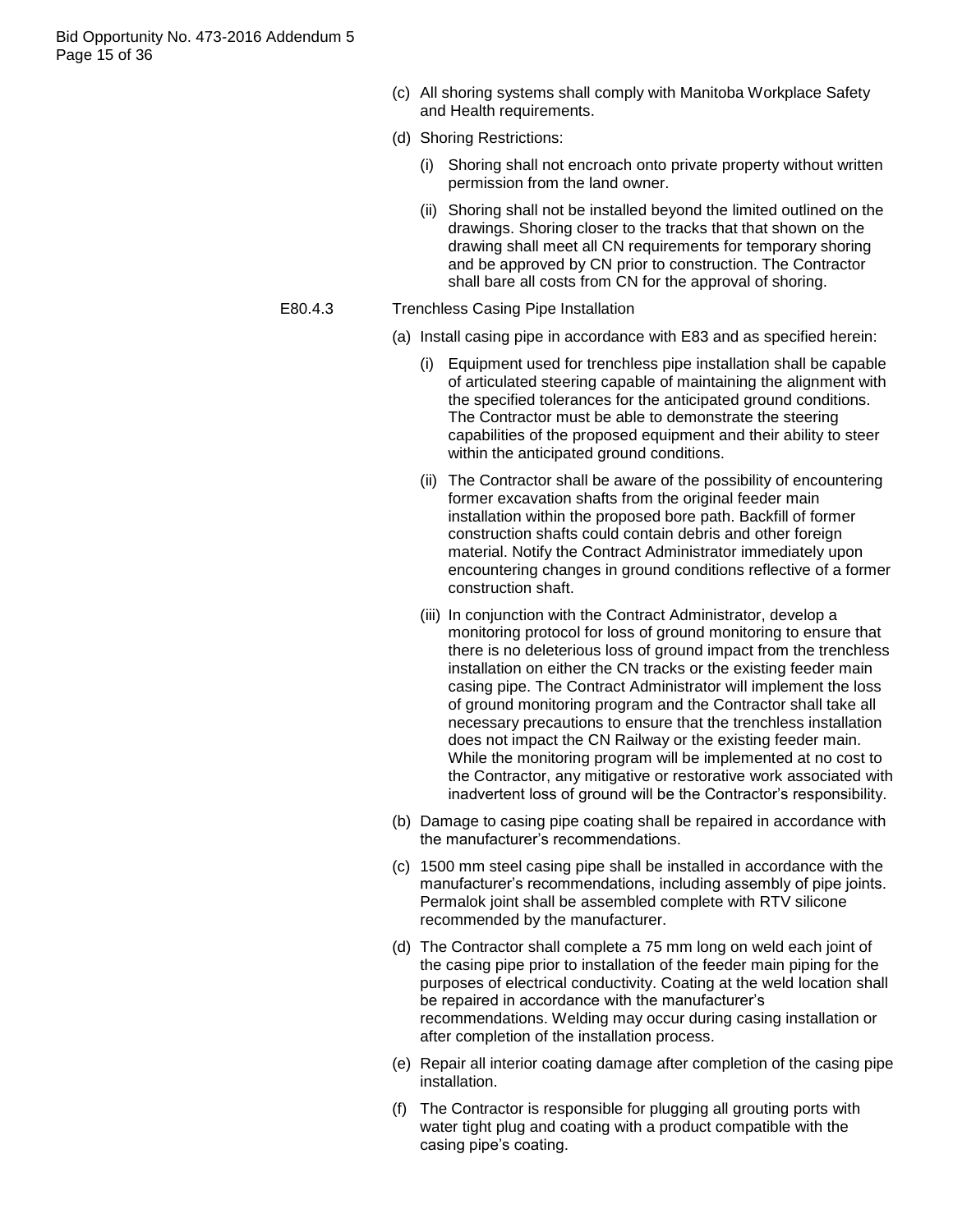(c) All shoring systems shall comply with Manitoba Workplace Safety and Health requirements.

(d) Shoring Restrictions:

(i) Shoring shall not encroach onto private property without written permission from the land owner.

(ii) Shoring shall not be installed beyond the limited outlined on the drawings. Shoring closer to the tracks that that shown on the drawing shall meet all CN requirements for temporary shoring and be approved by CN prior to construction. The Contractor shall bare all costs from CN for the approval of shoring.

E80.4.3 Trenchless Casing Pipe Installation

(a) Install casing pipe in accordance with E83 and as specified herein:

(i) Equipment used for trenchless pipe installation shall be capable of articulated steering capable of maintaining the alignment with the specified tolerances for the anticipated ground conditions. The Contractor must be able to demonstrate the steering capabilities of the proposed equipment and their ability to steer within the anticipated ground conditions.

(ii) The Contractor shall be aware of the possibility of encountering former excavation shafts from the original feeder main installation within the proposed bore path. Backfill of former construction shafts could contain debris and other foreign material. Notify the Contract Administrator immediately upon encountering changes in ground conditions reflective of a former construction shaft.

(iii) In conjunction with the Contract Administrator, develop a monitoring protocol for loss of ground monitoring to ensure that there is no deleterious loss of ground impact from the trenchless installation on either the CN tracks or the existing feeder main casing pipe. The Contract Administrator will implement the loss of ground monitoring program and the Contractor shall take all necessary precautions to ensure that the trenchless installation does not impact the CN Railway or the existing feeder main. While the monitoring program will be implemented at no cost to the Contractor, any mitigative or restorative work associated with inadvertent loss of ground will be the Contractor's responsibility.

(b) Damage to casing pipe coating shall be repaired in accordance with the manufacturer's recommendations.

(c) 1500 mm steel casing pipe shall be installed in accordance with the manufacturer's recommendations, including assembly of pipe joints. Permalok joint shall be assembled complete with RTV silicone recommended by the manufacturer.

(d) The Contractor shall complete a 75 mm long on weld each joint of the casing pipe prior to installation of the feeder main piping for the purposes of electrical conductivity. Coating at the weld location shall be repaired in accordance with the manufacturer's recommendations. Welding may occur during casing installation or after completion of the installation process.

(e) Repair all interior coating damage after completion of the casing pipe installation.

(f) The Contractor is responsible for plugging all grouting ports with water tight plug and coating with a product compatible with the casing pipe's coating.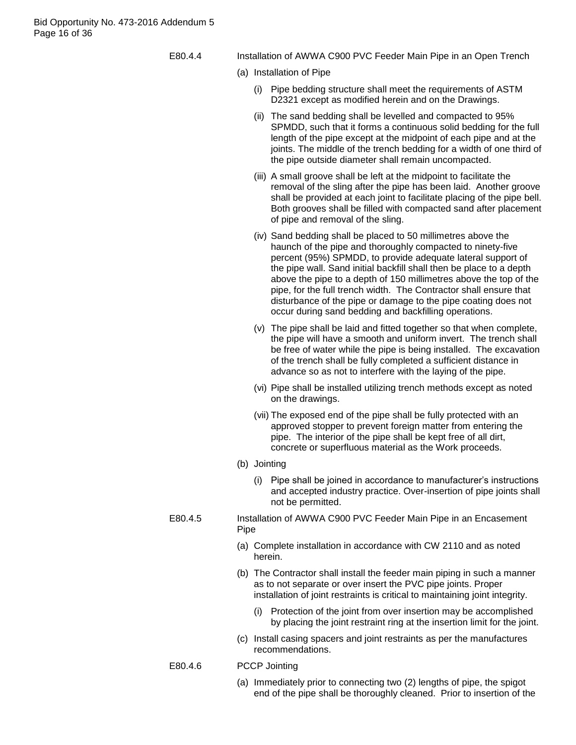E80.4.4 Installation of AWWA C900 PVC Feeder Main Pipe in an Open Trench

(a) Installation of Pipe

(i) Pipe bedding structure shall meet the requirements of ASTM D2321 except as modified herein and on the Drawings.

(ii) The sand bedding shall be levelled and compacted to 95% SPMDD, such that it forms a continuous solid bedding for the full length of the pipe except at the midpoint of each pipe and at the joints. The middle of the trench bedding for a width of one third of the pipe outside diameter shall remain uncompacted.

(iii) A small groove shall be left at the midpoint to facilitate the removal of the sling after the pipe has been laid. Another groove shall be provided at each joint to facilitate placing of the pipe bell. Both grooves shall be filled with compacted sand after placement of pipe and removal of the sling.

(iv) Sand bedding shall be placed to 50 millimetres above the haunch of the pipe and thoroughly compacted to ninety-five percent (95%) SPMDD, to provide adequate lateral support of the pipe wall. Sand initial backfill shall then be place to a depth above the pipe to a depth of 150 millimetres above the top of the pipe, for the full trench width. The Contractor shall ensure that disturbance of the pipe or damage to the pipe coating does not occur during sand bedding and backfilling operations.

(v) The pipe shall be laid and fitted together so that when complete, the pipe will have a smooth and uniform invert. The trench shall be free of water while the pipe is being installed. The excavation of the trench shall be fully completed a sufficient distance in advance so as not to interfere with the laying of the pipe.

(vi) Pipe shall be installed utilizing trench methods except as noted on the drawings.

(vii) The exposed end of the pipe shall be fully protected with an approved stopper to prevent foreign matter from entering the pipe. The interior of the pipe shall be kept free of all dirt, concrete or superfluous material as the Work proceeds.

(b) Jointing

(i) Pipe shall be joined in accordance to manufacturer's instructions and accepted industry practice. Over-insertion of pipe joints shall not be permitted.

E80.4.5 Installation of AWWA C900 PVC Feeder Main Pipe in an Encasement Pipe

(a) Complete installation in accordance with CW 2110 and as noted herein.

(b) The Contractor shall install the feeder main piping in such a manner as to not separate or over insert the PVC pipe joints. Proper installation of joint restraints is critical to maintaining joint integrity.

(i) Protection of the joint from over insertion may be accomplished by placing the joint restraint ring at the insertion limit for the joint.

(c) Install casing spacers and joint restraints as per the manufactures recommendations.

E80.4.6 PCCP Jointing

(a) Immediately prior to connecting two (2) lengths of pipe, the spigot end of the pipe shall be thoroughly cleaned. Prior to insertion of the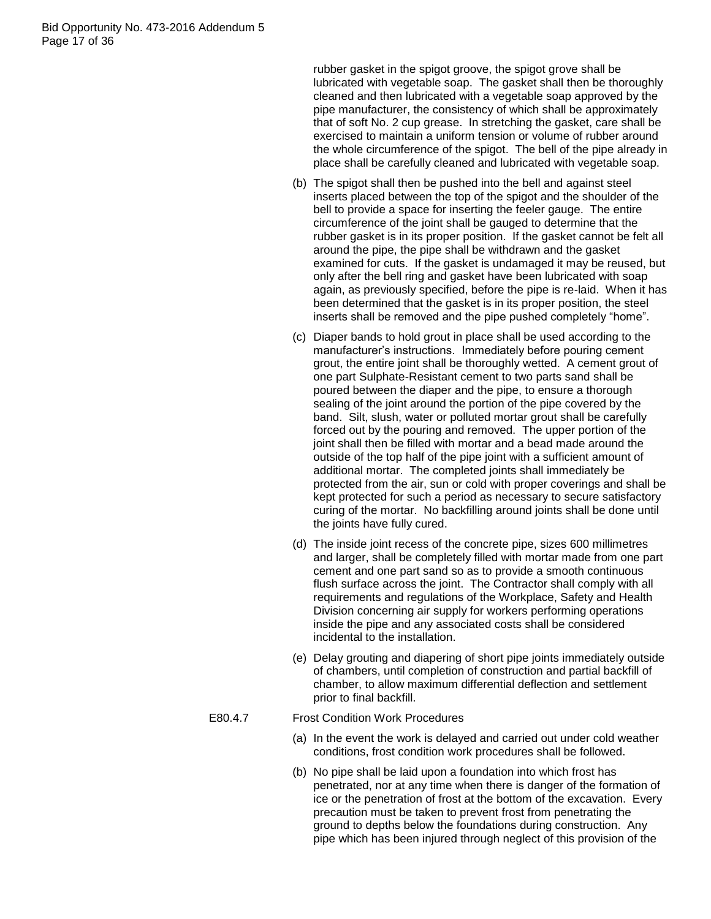rubber gasket in the spigot groove, the spigot grove shall be lubricated with vegetable soap. The gasket shall then be thoroughly cleaned and then lubricated with a vegetable soap approved by the pipe manufacturer, the consistency of which shall be approximately that of soft No. 2 cup grease. In stretching the gasket, care shall be exercised to maintain a uniform tension or volume of rubber around the whole circumference of the spigot. The bell of the pipe already in place shall be carefully cleaned and lubricated with vegetable soap.

(b) The spigot shall then be pushed into the bell and against steel inserts placed between the top of the spigot and the shoulder of the bell to provide a space for inserting the feeler gauge. The entire circumference of the joint shall be gauged to determine that the rubber gasket is in its proper position. If the gasket cannot be felt all around the pipe, the pipe shall be withdrawn and the gasket examined for cuts. If the gasket is undamaged it may be reused, but only after the bell ring and gasket have been lubricated with soap again, as previously specified, before the pipe is re-laid. When it has been determined that the gasket is in its proper position, the steel inserts shall be removed and the pipe pushed completely "home".

(c) Diaper bands to hold grout in place shall be used according to the manufacturer's instructions. Immediately before pouring cement grout, the entire joint shall be thoroughly wetted. A cement grout of one part Sulphate-Resistant cement to two parts sand shall be poured between the diaper and the pipe, to ensure a thorough sealing of the joint around the portion of the pipe covered by the band. Silt, slush, water or polluted mortar grout shall be carefully forced out by the pouring and removed. The upper portion of the joint shall then be filled with mortar and a bead made around the outside of the top half of the pipe joint with a sufficient amount of additional mortar. The completed joints shall immediately be protected from the air, sun or cold with proper coverings and shall be kept protected for such a period as necessary to secure satisfactory curing of the mortar. No backfilling around joints shall be done until the joints have fully cured.

(d) The inside joint recess of the concrete pipe, sizes 600 millimetres and larger, shall be completely filled with mortar made from one part cement and one part sand so as to provide a smooth continuous flush surface across the joint. The Contractor shall comply with all requirements and regulations of the Workplace, Safety and Health Division concerning air supply for workers performing operations inside the pipe and any associated costs shall be considered incidental to the installation.

(e) Delay grouting and diapering of short pipe joints immediately outside of chambers, until completion of construction and partial backfill of chamber, to allow maximum differential deflection and settlement prior to final backfill.

E80.4.7 Frost Condition Work Procedures

(a) In the event the work is delayed and carried out under cold weather conditions, frost condition work procedures shall be followed.

(b) No pipe shall be laid upon a foundation into which frost has penetrated, nor at any time when there is danger of the formation of ice or the penetration of frost at the bottom of the excavation. Every precaution must be taken to prevent frost from penetrating the ground to depths below the foundations during construction. Any pipe which has been injured through neglect of this provision of the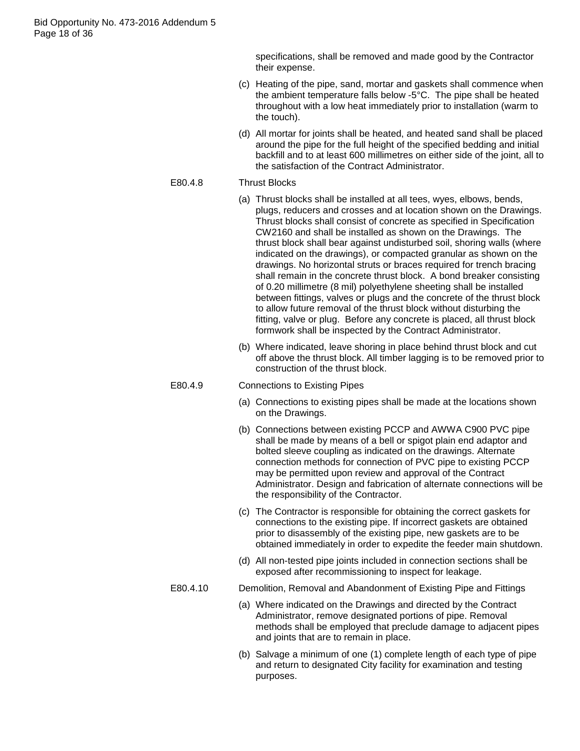specifications, shall be removed and made good by the Contractor their expense.

(c) Heating of the pipe, sand, mortar and gaskets shall commence when the ambient temperature falls below -5°C. The pipe shall be heated throughout with a low heat immediately prior to installation (warm to the touch).

(d) All mortar for joints shall be heated, and heated sand shall be placed around the pipe for the full height of the specified bedding and initial backfill and to at least 600 millimetres on either side of the joint, all to the satisfaction of the Contract Administrator.

E80.4.8 Thrust Blocks

(a) Thrust blocks shall be installed at all tees, wyes, elbows, bends, plugs, reducers and crosses and at location shown on the Drawings. Thrust blocks shall consist of concrete as specified in Specification CW2160 and shall be installed as shown on the Drawings. The thrust block shall bear against undisturbed soil, shoring walls (where indicated on the drawings), or compacted granular as shown on the drawings. No horizontal struts or braces required for trench bracing shall remain in the concrete thrust block. A bond breaker consisting of 0.20 millimetre (8 mil) polyethylene sheeting shall be installed between fittings, valves or plugs and the concrete of the thrust block to allow future removal of the thrust block without disturbing the fitting, valve or plug. Before any concrete is placed, all thrust block formwork shall be inspected by the Contract Administrator.

(b) Where indicated, leave shoring in place behind thrust block and cut off above the thrust block. All timber lagging is to be removed prior to construction of the thrust block.

E80.4.9 Connections to Existing Pipes

(a) Connections to existing pipes shall be made at the locations shown on the Drawings.

(b) Connections between existing PCCP and AWWA C900 PVC pipe shall be made by means of a bell or spigot plain end adaptor and bolted sleeve coupling as indicated on the drawings. Alternate connection methods for connection of PVC pipe to existing PCCP may be permitted upon review and approval of the Contract Administrator. Design and fabrication of alternate connections will be the responsibility of the Contractor.

(c) The Contractor is responsible for obtaining the correct gaskets for connections to the existing pipe. If incorrect gaskets are obtained prior to disassembly of the existing pipe, new gaskets are to be obtained immediately in order to expedite the feeder main shutdown.

(d) All non-tested pipe joints included in connection sections shall be exposed after recommissioning to inspect for leakage.

E80.4.10 Demolition, Removal and Abandonment of Existing Pipe and Fittings

(a) Where indicated on the Drawings and directed by the Contract Administrator, remove designated portions of pipe. Removal methods shall be employed that preclude damage to adjacent pipes and joints that are to remain in place.

(b) Salvage a minimum of one (1) complete length of each type of pipe and return to designated City facility for examination and testing purposes.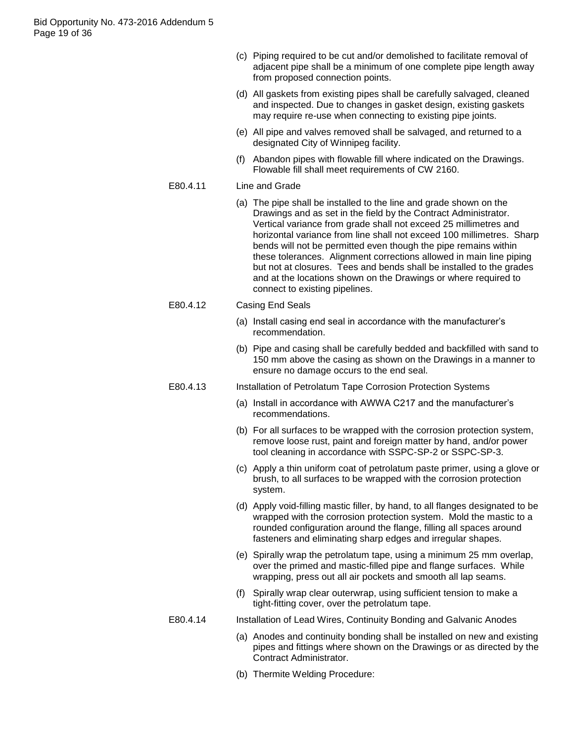(c) Piping required to be cut and/or demolished to facilitate removal of adjacent pipe shall be a minimum of one complete pipe length away from proposed connection points.

(d) All gaskets from existing pipes shall be carefully salvaged, cleaned and inspected. Due to changes in gasket design, existing gaskets may require re-use when connecting to existing pipe joints.

(e) All pipe and valves removed shall be salvaged, and returned to a designated City of Winnipeg facility.

(f) Abandon pipes with flowable fill where indicated on the Drawings. Flowable fill shall meet requirements of CW 2160.

E80.4.11 Line and Grade

(a) The pipe shall be installed to the line and grade shown on the Drawings and as set in the field by the Contract Administrator. Vertical variance from grade shall not exceed 25 millimetres and horizontal variance from line shall not exceed 100 millimetres. Sharp bends will not be permitted even though the pipe remains within these tolerances. Alignment corrections allowed in main line piping but not at closures. Tees and bends shall be installed to the grades and at the locations shown on the Drawings or where required to connect to existing pipelines.

E80.4.12 Casing End Seals

(a) Install casing end seal in accordance with the manufacturer's recommendation.

(b) Pipe and casing shall be carefully bedded and backfilled with sand to 150 mm above the casing as shown on the Drawings in a manner to ensure no damage occurs to the end seal.

E80.4.13 Installation of Petrolatum Tape Corrosion Protection Systems

(a) Install in accordance with AWWA C217 and the manufacturer's recommendations.

(b) For all surfaces to be wrapped with the corrosion protection system, remove loose rust, paint and foreign matter by hand, and/or power tool cleaning in accordance with SSPC-SP-2 or SSPC-SP-3.

(c) Apply a thin uniform coat of petrolatum paste primer, using a glove or brush, to all surfaces to be wrapped with the corrosion protection system.

(d) Apply void-filling mastic filler, by hand, to all flanges designated to be wrapped with the corrosion protection system. Mold the mastic to a rounded configuration around the flange, filling all spaces around fasteners and eliminating sharp edges and irregular shapes.

(e) Spirally wrap the petrolatum tape, using a minimum 25 mm overlap, over the primed and mastic-filled pipe and flange surfaces. While wrapping, press out all air pockets and smooth all lap seams.

(f) Spirally wrap clear outerwrap, using sufficient tension to make a tight-fitting cover, over the petrolatum tape.

E80.4.14 Installation of Lead Wires, Continuity Bonding and Galvanic Anodes

(a) Anodes and continuity bonding shall be installed on new and existing pipes and fittings where shown on the Drawings or as directed by the Contract Administrator.

(b) Thermite Welding Procedure: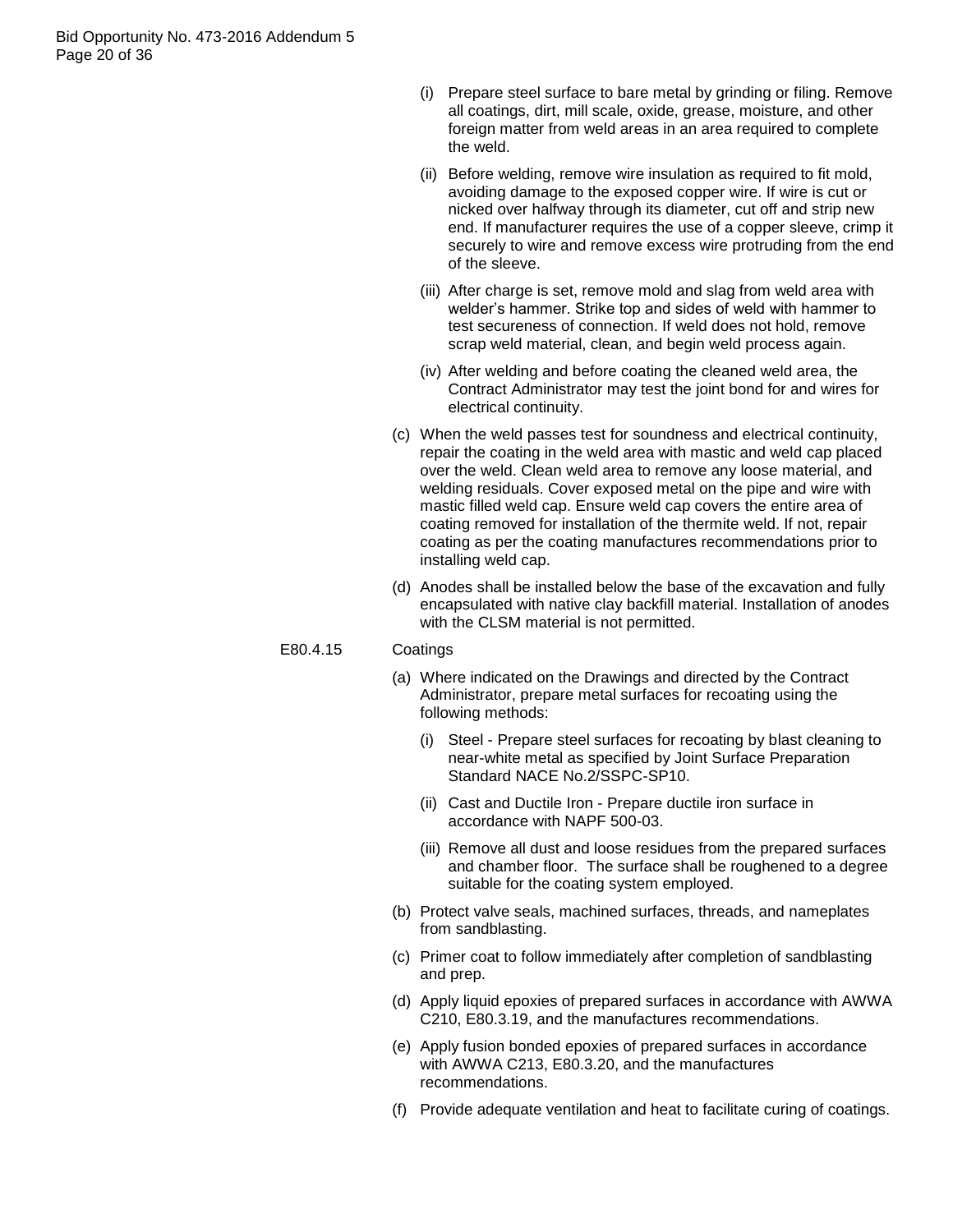(i) Prepare steel surface to bare metal by grinding or filing. Remove all coatings, dirt, mill scale, oxide, grease, moisture, and other foreign matter from weld areas in an area required to complete the weld.

(ii) Before welding, remove wire insulation as required to fit mold, avoiding damage to the exposed copper wire. If wire is cut or nicked over halfway through its diameter, cut off and strip new end. If manufacturer requires the use of a copper sleeve, crimp it securely to wire and remove excess wire protruding from the end of the sleeve.

(iii) After charge is set, remove mold and slag from weld area with welder's hammer. Strike top and sides of weld with hammer to test secureness of connection. If weld does not hold, remove scrap weld material, clean, and begin weld process again.

(iv) After welding and before coating the cleaned weld area, the Contract Administrator may test the joint bond for and wires for electrical continuity.

(c) When the weld passes test for soundness and electrical continuity, repair the coating in the weld area with mastic and weld cap placed over the weld. Clean weld area to remove any loose material, and welding residuals. Cover exposed metal on the pipe and wire with mastic filled weld cap. Ensure weld cap covers the entire area of coating removed for installation of the thermite weld. If not, repair coating as per the coating manufactures recommendations prior to installing weld cap.

(d) Anodes shall be installed below the base of the excavation and fully encapsulated with native clay backfill material. Installation of anodes with the CLSM material is not permitted.

E80.4.15 Coatings

(a) Where indicated on the Drawings and directed by the Contract Administrator, prepare metal surfaces for recoating using the following methods:

(i) Steel - Prepare steel surfaces for recoating by blast cleaning to near-white metal as specified by Joint Surface Preparation Standard NACE No.2/SSPC-SP10.

(ii) Cast and Ductile Iron - Prepare ductile iron surface in accordance with NAPF 500-03.

(iii) Remove all dust and loose residues from the prepared surfaces and chamber floor. The surface shall be roughened to a degree suitable for the coating system employed.

(b) Protect valve seals, machined surfaces, threads, and nameplates from sandblasting.

(c) Primer coat to follow immediately after completion of sandblasting and prep.

(d) Apply liquid epoxies of prepared surfaces in accordance with AWWA C210, E80.3.19, and the manufactures recommendations.

(e) Apply fusion bonded epoxies of prepared surfaces in accordance with AWWA C213, E80.3.20, and the manufactures recommendations.

(f) Provide adequate ventilation and heat to facilitate curing of coatings.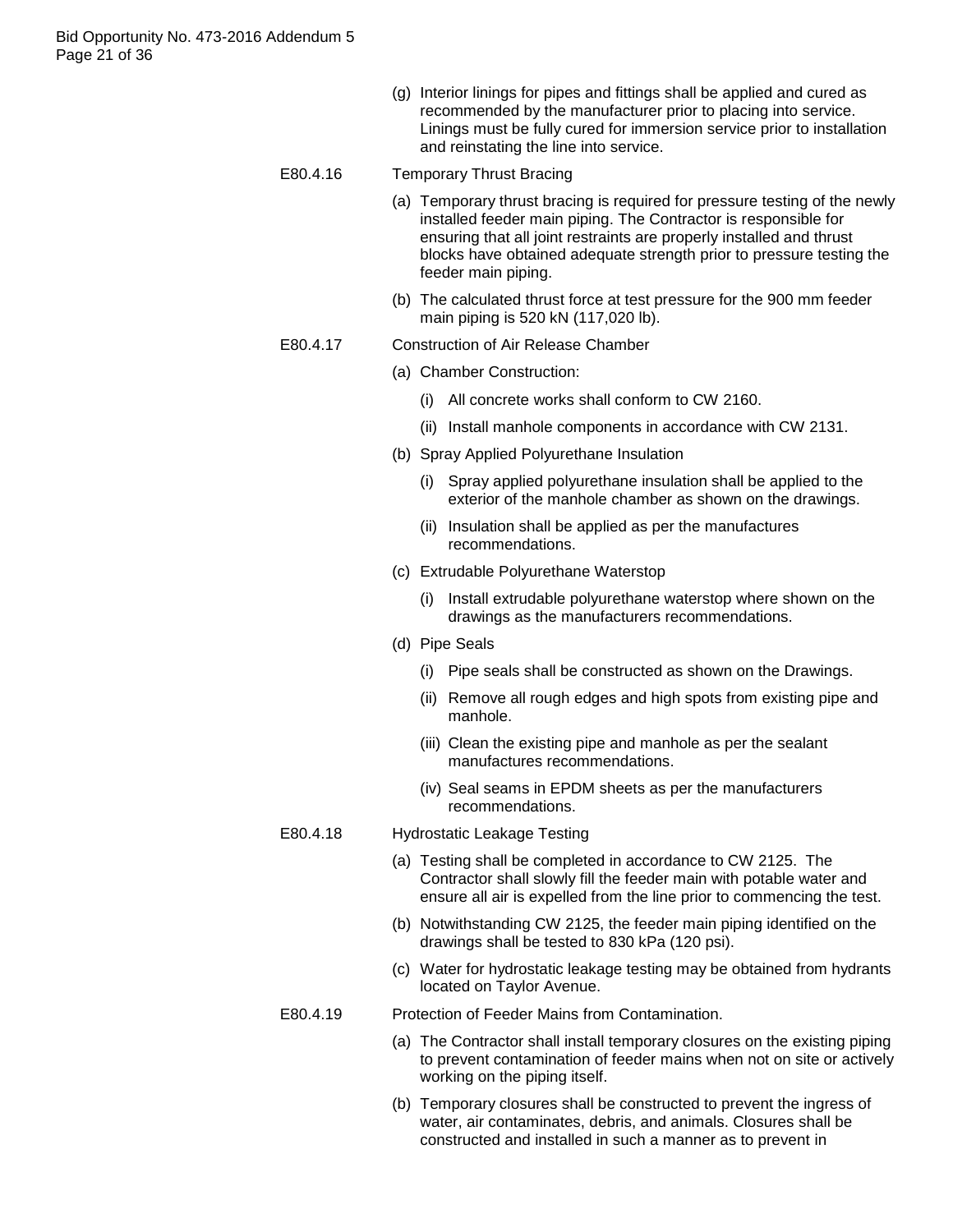(g) Interior linings for pipes and fittings shall be applied and cured as recommended by the manufacturer prior to placing into service. Linings must be fully cured for immersion service prior to installation and reinstating the line into service.

E80.4.16 Temporary Thrust Bracing

(a) Temporary thrust bracing is required for pressure testing of the newly installed feeder main piping. The Contractor is responsible for ensuring that all joint restraints are properly installed and thrust blocks have obtained adequate strength prior to pressure testing the feeder main piping.

(b) The calculated thrust force at test pressure for the 900 mm feeder main piping is 520 kN (117,020 lb).

E80.4.17 Construction of Air Release Chamber

(a) Chamber Construction:

  (i) All concrete works shall conform to CW 2160.

  (ii) Install manhole components in accordance with CW 2131.

(b) Spray Applied Polyurethane Insulation

  (i) Spray applied polyurethane insulation shall be applied to the exterior of the manhole chamber as shown on the drawings.

  (ii) Insulation shall be applied as per the manufactures recommendations.

(c) Extrudable Polyurethane Waterstop

  (i) Install extrudable polyurethane waterstop where shown on the drawings as the manufacturers recommendations.

(d) Pipe Seals

  (i) Pipe seals shall be constructed as shown on the Drawings.

  (ii) Remove all rough edges and high spots from existing pipe and manhole.

  (iii) Clean the existing pipe and manhole as per the sealant manufactures recommendations.

  (iv) Seal seams in EPDM sheets as per the manufacturers recommendations.

E80.4.18 Hydrostatic Leakage Testing

(a) Testing shall be completed in accordance to CW 2125. The Contractor shall slowly fill the feeder main with potable water and ensure all air is expelled from the line prior to commencing the test.

(b) Notwithstanding CW 2125, the feeder main piping identified on the drawings shall be tested to 830 kPa (120 psi).

(c) Water for hydrostatic leakage testing may be obtained from hydrants located on Taylor Avenue.

E80.4.19 Protection of Feeder Mains from Contamination.

(a) The Contractor shall install temporary closures on the existing piping to prevent contamination of feeder mains when not on site or actively working on the piping itself.

(b) Temporary closures shall be constructed to prevent the ingress of water, air contaminates, debris, and animals. Closures shall be constructed and installed in such a manner as to prevent in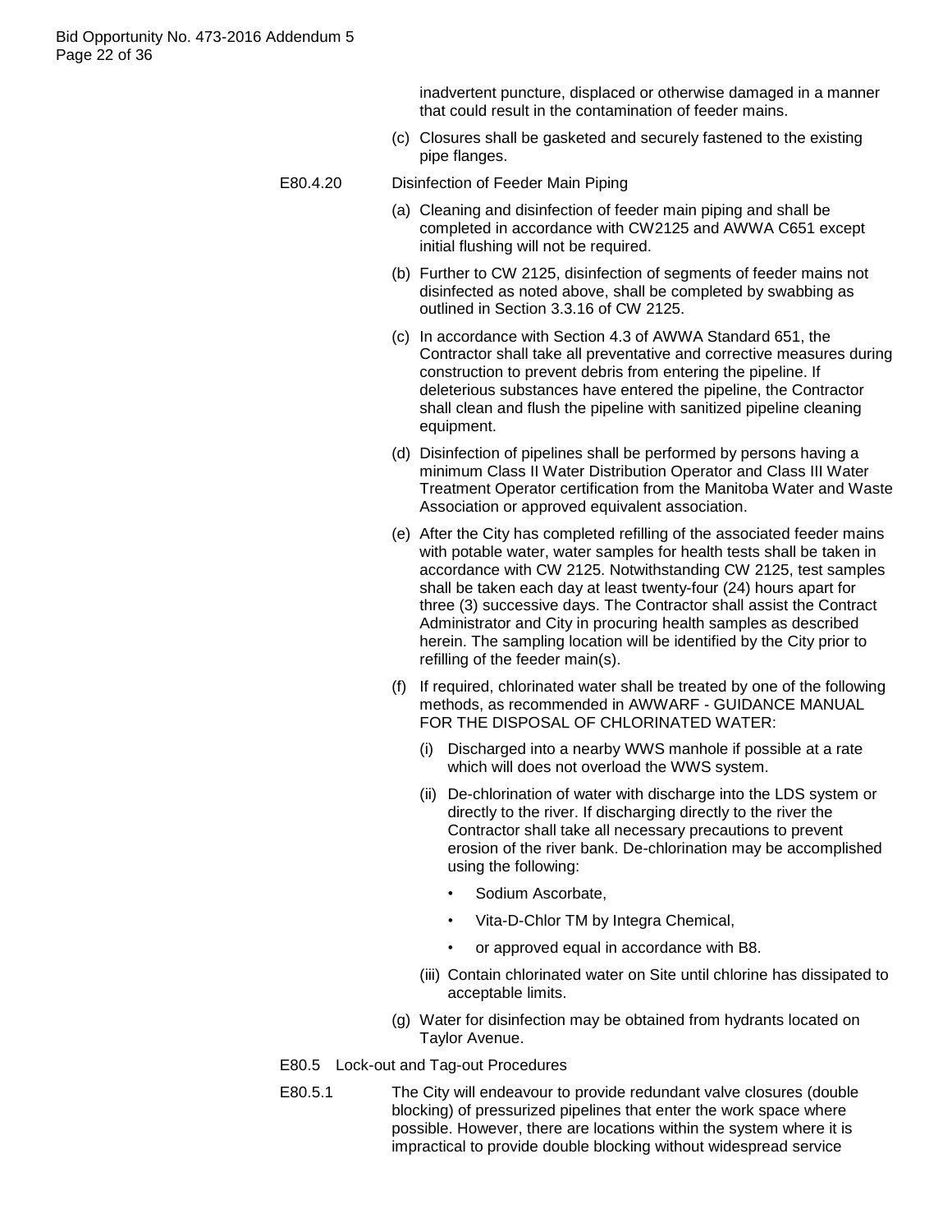inadvertent puncture, displaced or otherwise damaged in a manner that could result in the contamination of feeder mains.

(c) Closures shall be gasketed and securely fastened to the existing pipe flanges.

E80.4.20 Disinfection of Feeder Main Piping

(a) Cleaning and disinfection of feeder main piping and shall be completed in accordance with CW2125 and AWWA C651 except initial flushing will not be required.

(b) Further to CW 2125, disinfection of segments of feeder mains not disinfected as noted above, shall be completed by swabbing as outlined in Section 3.3.16 of CW 2125.

(c) In accordance with Section 4.3 of AWWA Standard 651, the Contractor shall take all preventative and corrective measures during construction to prevent debris from entering the pipeline. If deleterious substances have entered the pipeline, the Contractor shall clean and flush the pipeline with sanitized pipeline cleaning equipment.

(d) Disinfection of pipelines shall be performed by persons having a minimum Class II Water Distribution Operator and Class III Water Treatment Operator certification from the Manitoba Water and Waste Association or approved equivalent association.

(e) After the City has completed refilling of the associated feeder mains with potable water, water samples for health tests shall be taken in accordance with CW 2125. Notwithstanding CW 2125, test samples shall be taken each day at least twenty-four (24) hours apart for three (3) successive days. The Contractor shall assist the Contract Administrator and City in procuring health samples as described herein. The sampling location will be identified by the City prior to refilling of the feeder main(s).

(f) If required, chlorinated water shall be treated by one of the following methods, as recommended in AWWARF - GUIDANCE MANUAL FOR THE DISPOSAL OF CHLORINATED WATER:

   (i) Discharged into a nearby WWS manhole if possible at a rate which will does not overload the WWS system.

   (ii) De-chlorination of water with discharge into the LDS system or directly to the river. If discharging directly to the river the Contractor shall take all necessary precautions to prevent erosion of the river bank. De-chlorination may be accomplished using the following:

   - Sodium Ascorbate,
   - Vita-D-Chlor TM by Integra Chemical,
   - or approved equal in accordance with B8.

   (iii) Contain chlorinated water on Site until chlorine has dissipated to acceptable limits.

(g) Water for disinfection may be obtained from hydrants located on Taylor Avenue.

E80.5 Lock-out and Tag-out Procedures

E80.5.1 The City will endeavour to provide redundant valve closures (double blocking) of pressurized pipelines that enter the work space where possible. However, there are locations within the system where it is impractical to provide double blocking without widespread service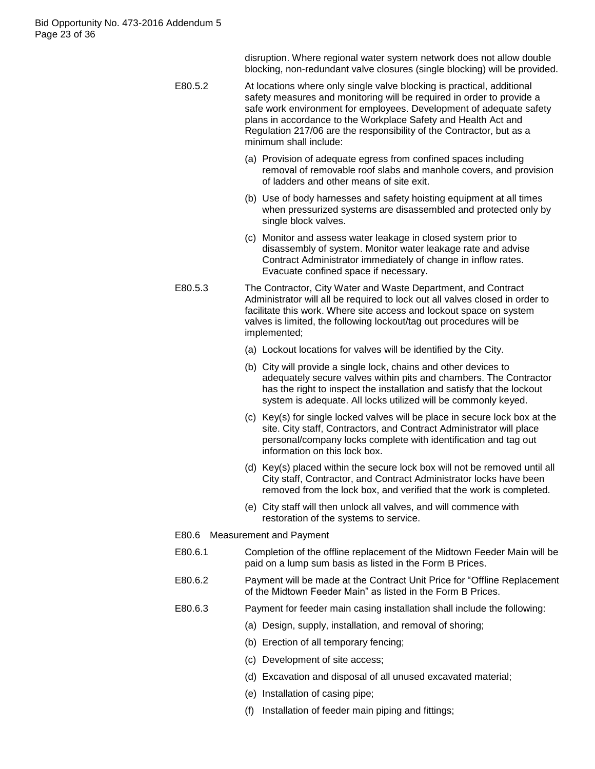disruption. Where regional water system network does not allow double blocking, non-redundant valve closures (single blocking) will be provided.

E80.5.2 At locations where only single valve blocking is practical, additional safety measures and monitoring will be required in order to provide a safe work environment for employees. Development of adequate safety plans in accordance to the Workplace Safety and Health Act and Regulation 217/06 are the responsibility of the Contractor, but as a minimum shall include:

(a) Provision of adequate egress from confined spaces including removal of removable roof slabs and manhole covers, and provision of ladders and other means of site exit.

(b) Use of body harnesses and safety hoisting equipment at all times when pressurized systems are disassembled and protected only by single block valves.

(c) Monitor and assess water leakage in closed system prior to disassembly of system. Monitor water leakage rate and advise Contract Administrator immediately of change in inflow rates. Evacuate confined space if necessary.

E80.5.3 The Contractor, City Water and Waste Department, and Contract Administrator will all be required to lock out all valves closed in order to facilitate this work. Where site access and lockout space on system valves is limited, the following lockout/tag out procedures will be implemented;

(a) Lockout locations for valves will be identified by the City.

(b) City will provide a single lock, chains and other devices to adequately secure valves within pits and chambers. The Contractor has the right to inspect the installation and satisfy that the lockout system is adequate. All locks utilized will be commonly keyed.

(c) Key(s) for single locked valves will be place in secure lock box at the site. City staff, Contractors, and Contract Administrator will place personal/company locks complete with identification and tag out information on this lock box.

(d) Key(s) placed within the secure lock box will not be removed until all City staff, Contractor, and Contract Administrator locks have been removed from the lock box, and verified that the work is completed.

(e) City staff will then unlock all valves, and will commence with restoration of the systems to service.

E80.6 Measurement and Payment

E80.6.1 Completion of the offline replacement of the Midtown Feeder Main will be paid on a lump sum basis as listed in the Form B Prices.

E80.6.2 Payment will be made at the Contract Unit Price for "Offline Replacement of the Midtown Feeder Main" as listed in the Form B Prices.

E80.6.3 Payment for feeder main casing installation shall include the following:

(a) Design, supply, installation, and removal of shoring;

(b) Erection of all temporary fencing;

(c) Development of site access;

(d) Excavation and disposal of all unused excavated material;

(e) Installation of casing pipe;

(f) Installation of feeder main piping and fittings;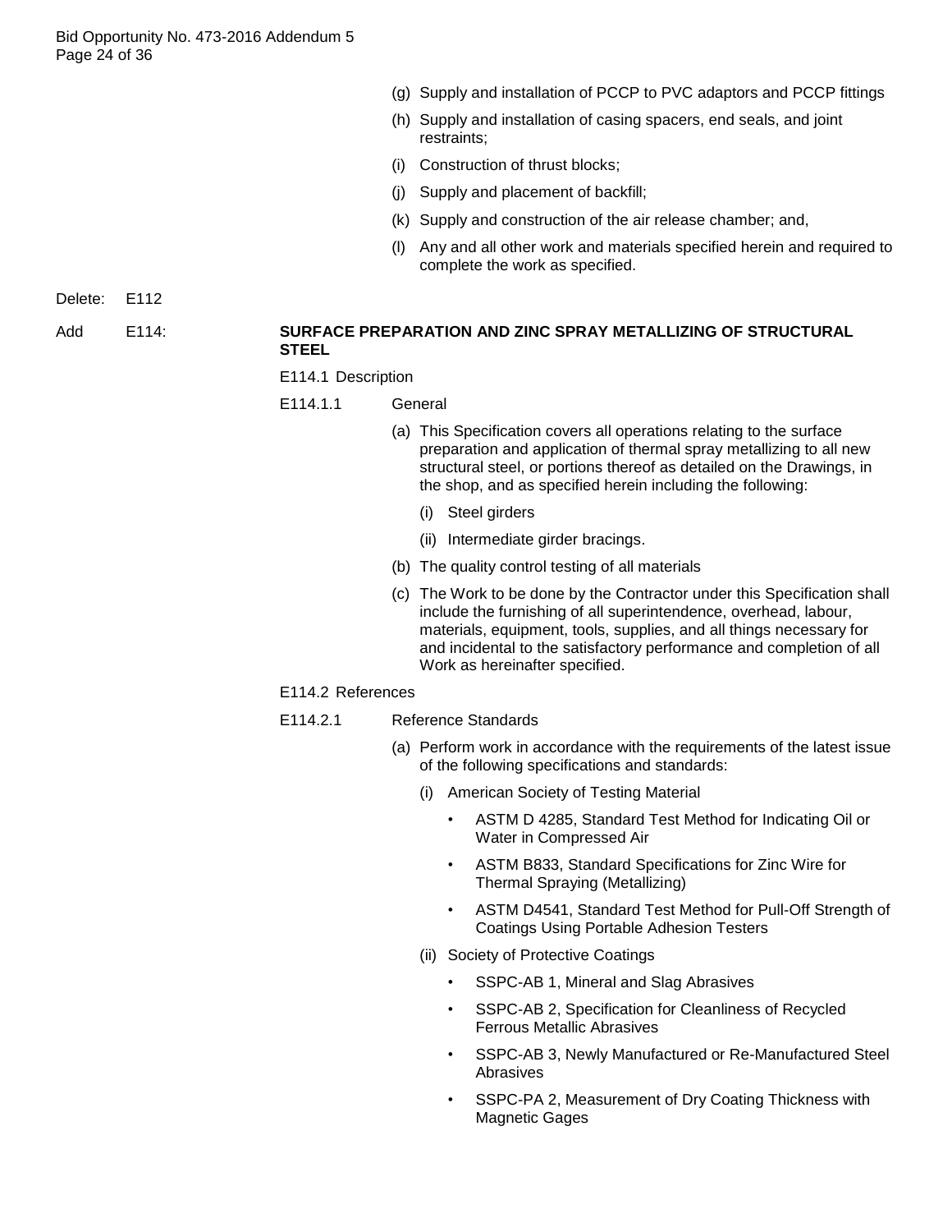(g) Supply and installation of PCCP to PVC adaptors and PCCP fittings

(h) Supply and installation of casing spacers, end seals, and joint restraints;

(i) Construction of thrust blocks;

(j) Supply and placement of backfill;

(k) Supply and construction of the air release chamber; and,

(l) Any and all other work and materials specified herein and required to complete the work as specified.

Delete: E112

Add E114:

**SURFACE PREPARATION AND ZINC SPRAY METALLIZING OF STRUCTURAL STEEL**

E114.1 Description

E114.1.1 General

(a) This Specification covers all operations relating to the surface preparation and application of thermal spray metallizing to all new structural steel, or portions thereof as detailed on the Drawings, in the shop, and as specified herein including the following:

(i) Steel girders

(ii) Intermediate girder bracings.

(b) The quality control testing of all materials

(c) The Work to be done by the Contractor under this Specification shall include the furnishing of all superintendence, overhead, labour, materials, equipment, tools, supplies, and all things necessary for and incidental to the satisfactory performance and completion of all Work as hereinafter specified.

E114.2 References

E114.2.1 Reference Standards

(a) Perform work in accordance with the requirements of the latest issue of the following specifications and standards:

(i) American Society of Testing Material

- ASTM D 4285, Standard Test Method for Indicating Oil or Water in Compressed Air
- ASTM B833, Standard Specifications for Zinc Wire for Thermal Spraying (Metallizing)
- ASTM D4541, Standard Test Method for Pull-Off Strength of Coatings Using Portable Adhesion Testers

(ii) Society of Protective Coatings

- SSPC-AB 1, Mineral and Slag Abrasives
- SSPC-AB 2, Specification for Cleanliness of Recycled Ferrous Metallic Abrasives
- SSPC-AB 3, Newly Manufactured or Re-Manufactured Steel Abrasives
- SSPC-PA 2, Measurement of Dry Coating Thickness with Magnetic Gages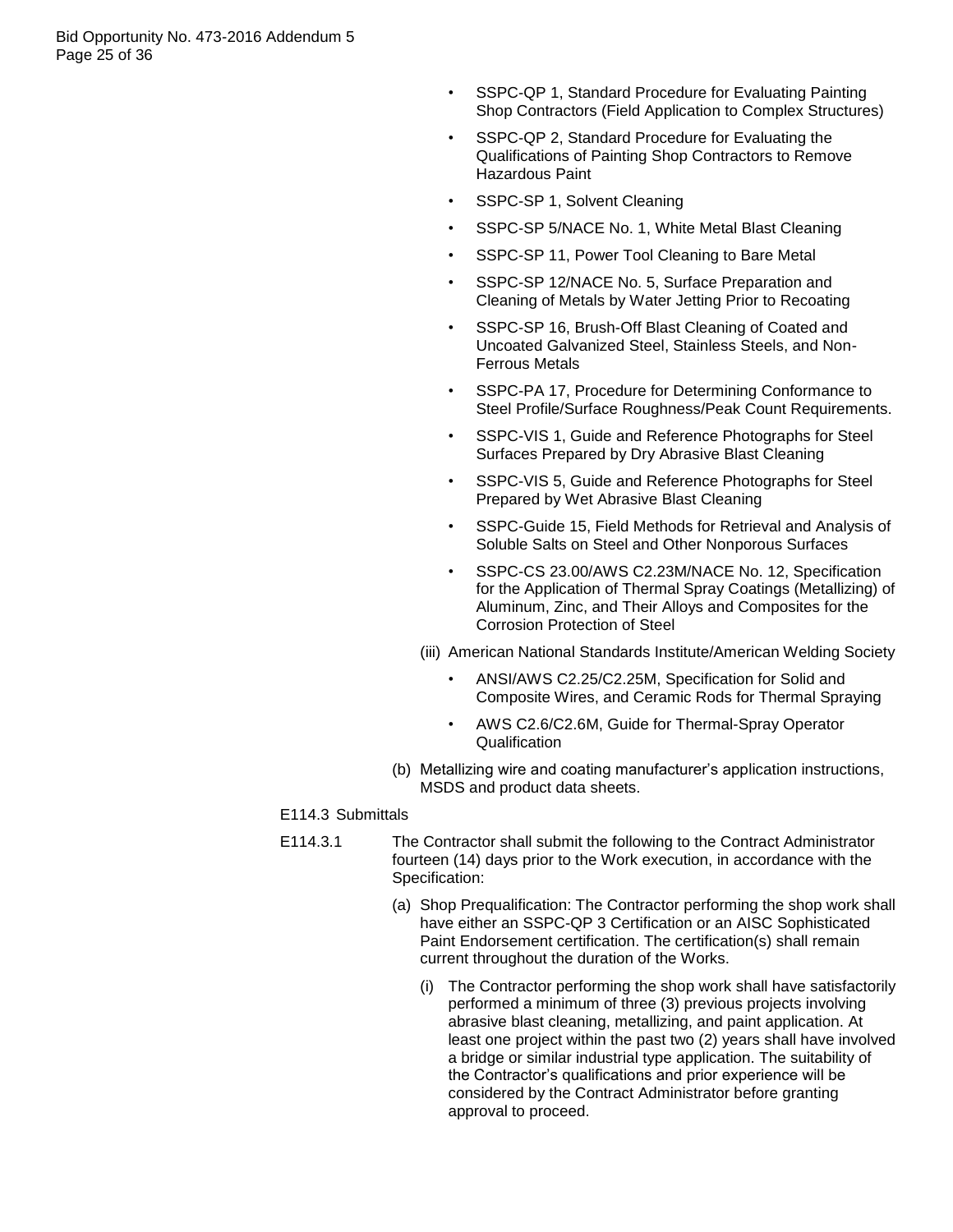- SSPC-QP 1, Standard Procedure for Evaluating Painting Shop Contractors (Field Application to Complex Structures)
- SSPC-QP 2, Standard Procedure for Evaluating the Qualifications of Painting Shop Contractors to Remove Hazardous Paint
- SSPC-SP 1, Solvent Cleaning
- SSPC-SP 5/NACE No. 1, White Metal Blast Cleaning
- SSPC-SP 11, Power Tool Cleaning to Bare Metal
- SSPC-SP 12/NACE No. 5, Surface Preparation and Cleaning of Metals by Water Jetting Prior to Recoating
- SSPC-SP 16, Brush-Off Blast Cleaning of Coated and Uncoated Galvanized Steel, Stainless Steels, and Non-Ferrous Metals
- SSPC-PA 17, Procedure for Determining Conformance to Steel Profile/Surface Roughness/Peak Count Requirements.
- SSPC-VIS 1, Guide and Reference Photographs for Steel Surfaces Prepared by Dry Abrasive Blast Cleaning
- SSPC-VIS 5, Guide and Reference Photographs for Steel Prepared by Wet Abrasive Blast Cleaning
- SSPC-Guide 15, Field Methods for Retrieval and Analysis of Soluble Salts on Steel and Other Nonporous Surfaces
- SSPC-CS 23.00/AWS C2.23M/NACE No. 12, Specification for the Application of Thermal Spray Coatings (Metallizing) of Aluminum, Zinc, and Their Alloys and Composites for the Corrosion Protection of Steel

(iii) American National Standards Institute/American Welding Society

- ANSI/AWS C2.25/C2.25M, Specification for Solid and Composite Wires, and Ceramic Rods for Thermal Spraying
- AWS C2.6/C2.6M, Guide for Thermal-Spray Operator Qualification

(b) Metallizing wire and coating manufacturer's application instructions, MSDS and product data sheets.

E114.3 Submittals

E114.3.1 The Contractor shall submit the following to the Contract Administrator fourteen (14) days prior to the Work execution, in accordance with the Specification:

(a) Shop Prequalification: The Contractor performing the shop work shall have either an SSPC-QP 3 Certification or an AISC Sophisticated Paint Endorsement certification. The certification(s) shall remain current throughout the duration of the Works.

(i) The Contractor performing the shop work shall have satisfactorily performed a minimum of three (3) previous projects involving abrasive blast cleaning, metallizing, and paint application. At least one project within the past two (2) years shall have involved a bridge or similar industrial type application. The suitability of the Contractor's qualifications and prior experience will be considered by the Contract Administrator before granting approval to proceed.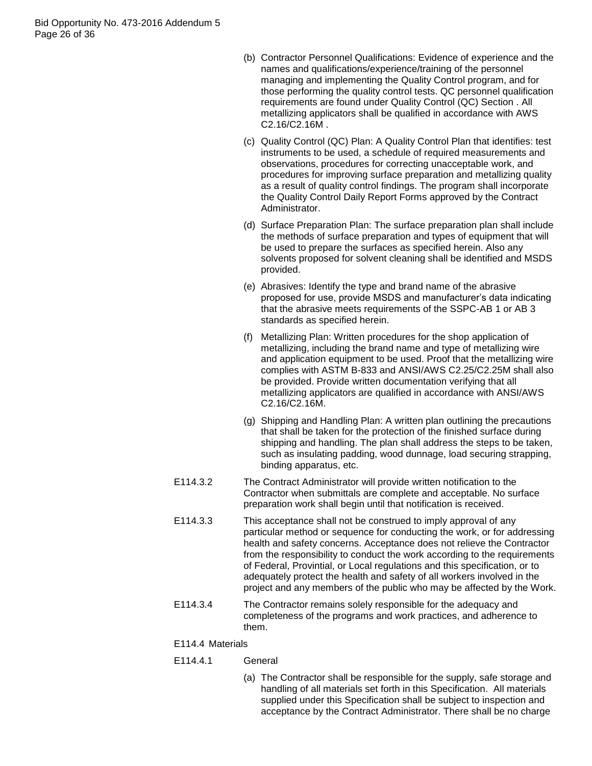(b) Contractor Personnel Qualifications: Evidence of experience and the names and qualifications/experience/training of the personnel managing and implementing the Quality Control program, and for those performing the quality control tests. QC personnel qualification requirements are found under Quality Control (QC) Section . All metallizing applicators shall be qualified in accordance with AWS C2.16/C2.16M .

(c) Quality Control (QC) Plan: A Quality Control Plan that identifies: test instruments to be used, a schedule of required measurements and observations, procedures for correcting unacceptable work, and procedures for improving surface preparation and metallizing quality as a result of quality control findings. The program shall incorporate the Quality Control Daily Report Forms approved by the Contract Administrator.

(d) Surface Preparation Plan: The surface preparation plan shall include the methods of surface preparation and types of equipment that will be used to prepare the surfaces as specified herein. Also any solvents proposed for solvent cleaning shall be identified and MSDS provided.

(e) Abrasives: Identify the type and brand name of the abrasive proposed for use, provide MSDS and manufacturer's data indicating that the abrasive meets requirements of the SSPC-AB 1 or AB 3 standards as specified herein.

(f) Metallizing Plan: Written procedures for the shop application of metallizing, including the brand name and type of metallizing wire and application equipment to be used. Proof that the metallizing wire complies with ASTM B-833 and ANSI/AWS C2.25/C2.25M shall also be provided. Provide written documentation verifying that all metallizing applicators are qualified in accordance with ANSI/AWS C2.16/C2.16M.

(g) Shipping and Handling Plan: A written plan outlining the precautions that shall be taken for the protection of the finished surface during shipping and handling. The plan shall address the steps to be taken, such as insulating padding, wood dunnage, load securing strapping, binding apparatus, etc.

E114.3.2 The Contract Administrator will provide written notification to the Contractor when submittals are complete and acceptable. No surface preparation work shall begin until that notification is received.

E114.3.3 This acceptance shall not be construed to imply approval of any particular method or sequence for conducting the work, or for addressing health and safety concerns. Acceptance does not relieve the Contractor from the responsibility to conduct the work according to the requirements of Federal, Provintial, or Local regulations and this specification, or to adequately protect the health and safety of all workers involved in the project and any members of the public who may be affected by the Work.

E114.3.4 The Contractor remains solely responsible for the adequacy and completeness of the programs and work practices, and adherence to them.

E114.4 Materials

E114.4.1 General

(a) The Contractor shall be responsible for the supply, safe storage and handling of all materials set forth in this Specification. All materials supplied under this Specification shall be subject to inspection and acceptance by the Contract Administrator. There shall be no charge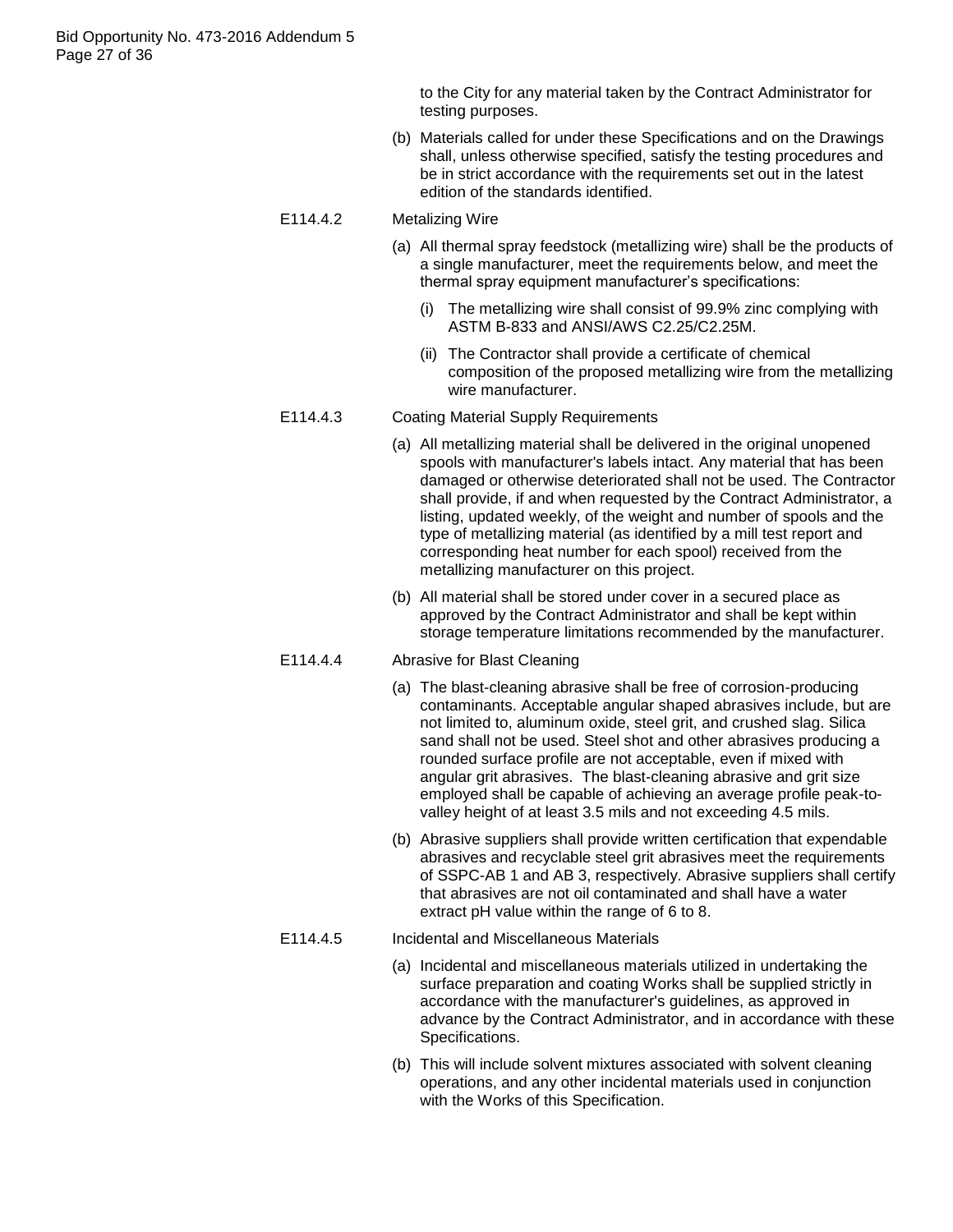to the City for any material taken by the Contract Administrator for testing purposes.

(b) Materials called for under these Specifications and on the Drawings shall, unless otherwise specified, satisfy the testing procedures and be in strict accordance with the requirements set out in the latest edition of the standards identified.

E114.4.2 Metalizing Wire

(a) All thermal spray feedstock (metallizing wire) shall be the products of a single manufacturer, meet the requirements below, and meet the thermal spray equipment manufacturer's specifications:

(i) The metallizing wire shall consist of 99.9% zinc complying with ASTM B-833 and ANSI/AWS C2.25/C2.25M.

(ii) The Contractor shall provide a certificate of chemical composition of the proposed metallizing wire from the metallizing wire manufacturer.

E114.4.3 Coating Material Supply Requirements

(a) All metallizing material shall be delivered in the original unopened spools with manufacturer's labels intact. Any material that has been damaged or otherwise deteriorated shall not be used. The Contractor shall provide, if and when requested by the Contract Administrator, a listing, updated weekly, of the weight and number of spools and the type of metallizing material (as identified by a mill test report and corresponding heat number for each spool) received from the metallizing manufacturer on this project.

(b) All material shall be stored under cover in a secured place as approved by the Contract Administrator and shall be kept within storage temperature limitations recommended by the manufacturer.

E114.4.4 Abrasive for Blast Cleaning

(a) The blast-cleaning abrasive shall be free of corrosion-producing contaminants. Acceptable angular shaped abrasives include, but are not limited to, aluminum oxide, steel grit, and crushed slag. Silica sand shall not be used. Steel shot and other abrasives producing a rounded surface profile are not acceptable, even if mixed with angular grit abrasives. The blast-cleaning abrasive and grit size employed shall be capable of achieving an average profile peak-to-valley height of at least 3.5 mils and not exceeding 4.5 mils.

(b) Abrasive suppliers shall provide written certification that expendable abrasives and recyclable steel grit abrasives meet the requirements of SSPC-AB 1 and AB 3, respectively. Abrasive suppliers shall certify that abrasives are not oil contaminated and shall have a water extract pH value within the range of 6 to 8.

E114.4.5 Incidental and Miscellaneous Materials

(a) Incidental and miscellaneous materials utilized in undertaking the surface preparation and coating Works shall be supplied strictly in accordance with the manufacturer's guidelines, as approved in advance by the Contract Administrator, and in accordance with these Specifications.

(b) This will include solvent mixtures associated with solvent cleaning operations, and any other incidental materials used in conjunction with the Works of this Specification.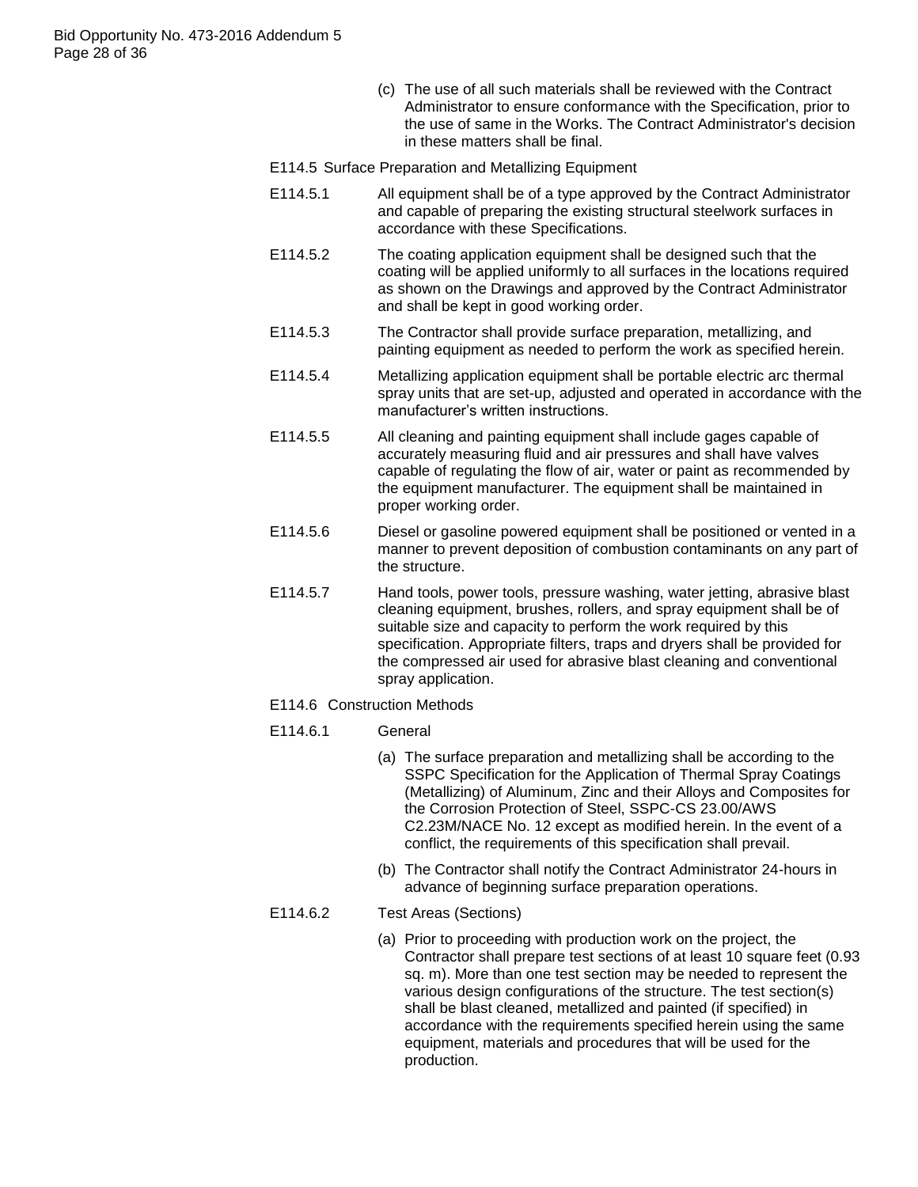(c) The use of all such materials shall be reviewed with the Contract Administrator to ensure conformance with the Specification, prior to the use of same in the Works. The Contract Administrator's decision in these matters shall be final.

E114.5 Surface Preparation and Metallizing Equipment

E114.5.1 All equipment shall be of a type approved by the Contract Administrator and capable of preparing the existing structural steelwork surfaces in accordance with these Specifications.

E114.5.2 The coating application equipment shall be designed such that the coating will be applied uniformly to all surfaces in the locations required as shown on the Drawings and approved by the Contract Administrator and shall be kept in good working order.

E114.5.3 The Contractor shall provide surface preparation, metallizing, and painting equipment as needed to perform the work as specified herein.

E114.5.4 Metallizing application equipment shall be portable electric arc thermal spray units that are set-up, adjusted and operated in accordance with the manufacturer's written instructions.

E114.5.5 All cleaning and painting equipment shall include gages capable of accurately measuring fluid and air pressures and shall have valves capable of regulating the flow of air, water or paint as recommended by the equipment manufacturer. The equipment shall be maintained in proper working order.

E114.5.6 Diesel or gasoline powered equipment shall be positioned or vented in a manner to prevent deposition of combustion contaminants on any part of the structure.

E114.5.7 Hand tools, power tools, pressure washing, water jetting, abrasive blast cleaning equipment, brushes, rollers, and spray equipment shall be of suitable size and capacity to perform the work required by this specification. Appropriate filters, traps and dryers shall be provided for the compressed air used for abrasive blast cleaning and conventional spray application.

E114.6 Construction Methods

E114.6.1 General

(a) The surface preparation and metallizing shall be according to the SSPC Specification for the Application of Thermal Spray Coatings (Metallizing) of Aluminum, Zinc and their Alloys and Composites for the Corrosion Protection of Steel, SSPC-CS 23.00/AWS C2.23M/NACE No. 12 except as modified herein. In the event of a conflict, the requirements of this specification shall prevail.

(b) The Contractor shall notify the Contract Administrator 24-hours in advance of beginning surface preparation operations.

E114.6.2 Test Areas (Sections)

(a) Prior to proceeding with production work on the project, the Contractor shall prepare test sections of at least 10 square feet (0.93 sq. m). More than one test section may be needed to represent the various design configurations of the structure. The test section(s) shall be blast cleaned, metallized and painted (if specified) in accordance with the requirements specified herein using the same equipment, materials and procedures that will be used for the production.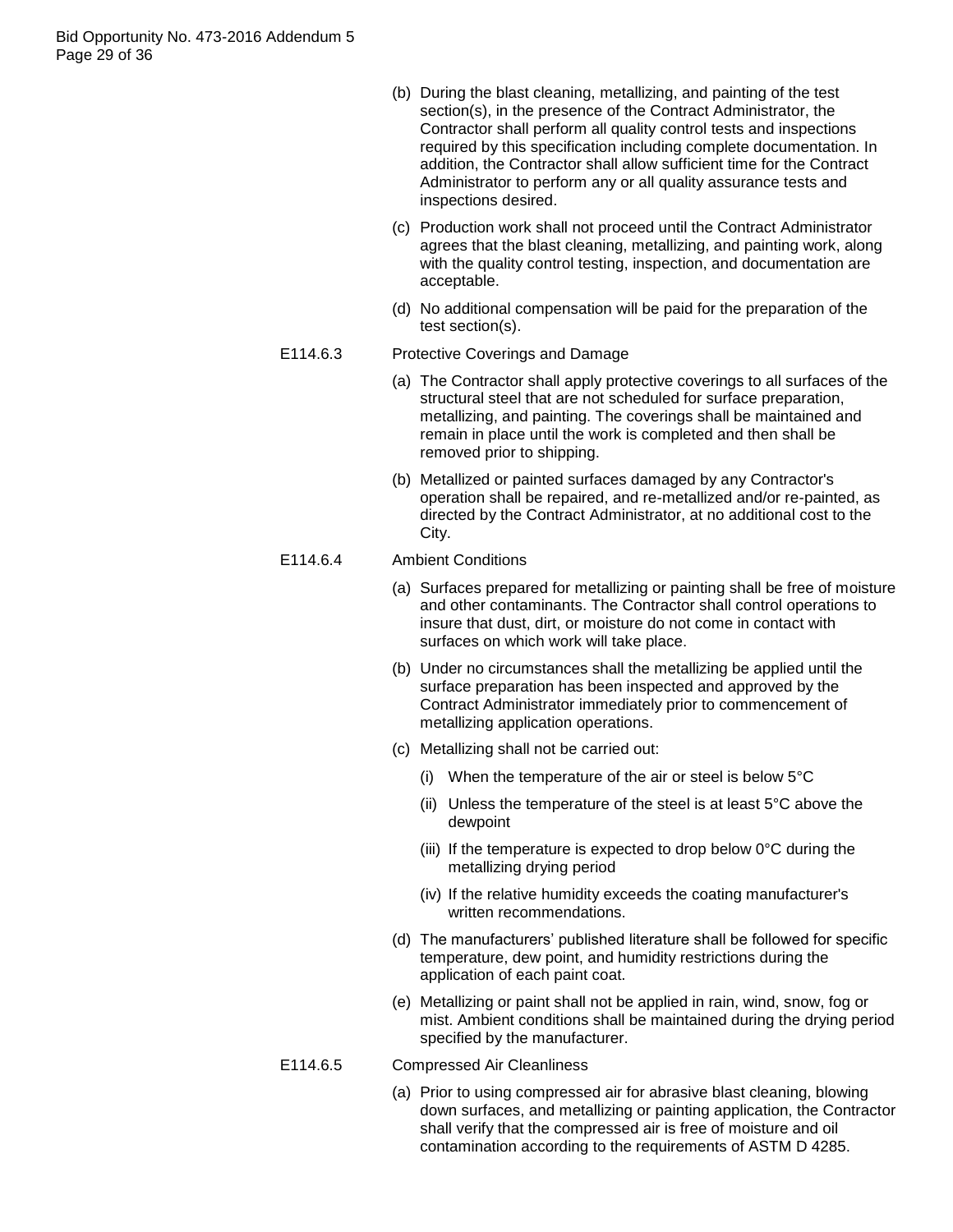(b) During the blast cleaning, metallizing, and painting of the test section(s), in the presence of the Contract Administrator, the Contractor shall perform all quality control tests and inspections required by this specification including complete documentation. In addition, the Contractor shall allow sufficient time for the Contract Administrator to perform any or all quality assurance tests and inspections desired.

(c) Production work shall not proceed until the Contract Administrator agrees that the blast cleaning, metallizing, and painting work, along with the quality control testing, inspection, and documentation are acceptable.

(d) No additional compensation will be paid for the preparation of the test section(s).

E114.6.3 Protective Coverings and Damage

(a) The Contractor shall apply protective coverings to all surfaces of the structural steel that are not scheduled for surface preparation, metallizing, and painting. The coverings shall be maintained and remain in place until the work is completed and then shall be removed prior to shipping.

(b) Metallized or painted surfaces damaged by any Contractor's operation shall be repaired, and re-metallized and/or re-painted, as directed by the Contract Administrator, at no additional cost to the City.

E114.6.4 Ambient Conditions

(a) Surfaces prepared for metallizing or painting shall be free of moisture and other contaminants. The Contractor shall control operations to insure that dust, dirt, or moisture do not come in contact with surfaces on which work will take place.

(b) Under no circumstances shall the metallizing be applied until the surface preparation has been inspected and approved by the Contract Administrator immediately prior to commencement of metallizing application operations.

(c) Metallizing shall not be carried out:

(i) When the temperature of the air or steel is below 5°C

(ii) Unless the temperature of the steel is at least 5°C above the dewpoint

(iii) If the temperature is expected to drop below 0°C during the metallizing drying period

(iv) If the relative humidity exceeds the coating manufacturer's written recommendations.

(d) The manufacturers' published literature shall be followed for specific temperature, dew point, and humidity restrictions during the application of each paint coat.

(e) Metallizing or paint shall not be applied in rain, wind, snow, fog or mist. Ambient conditions shall be maintained during the drying period specified by the manufacturer.

E114.6.5 Compressed Air Cleanliness

(a) Prior to using compressed air for abrasive blast cleaning, blowing down surfaces, and metallizing or painting application, the Contractor shall verify that the compressed air is free of moisture and oil contamination according to the requirements of ASTM D 4285.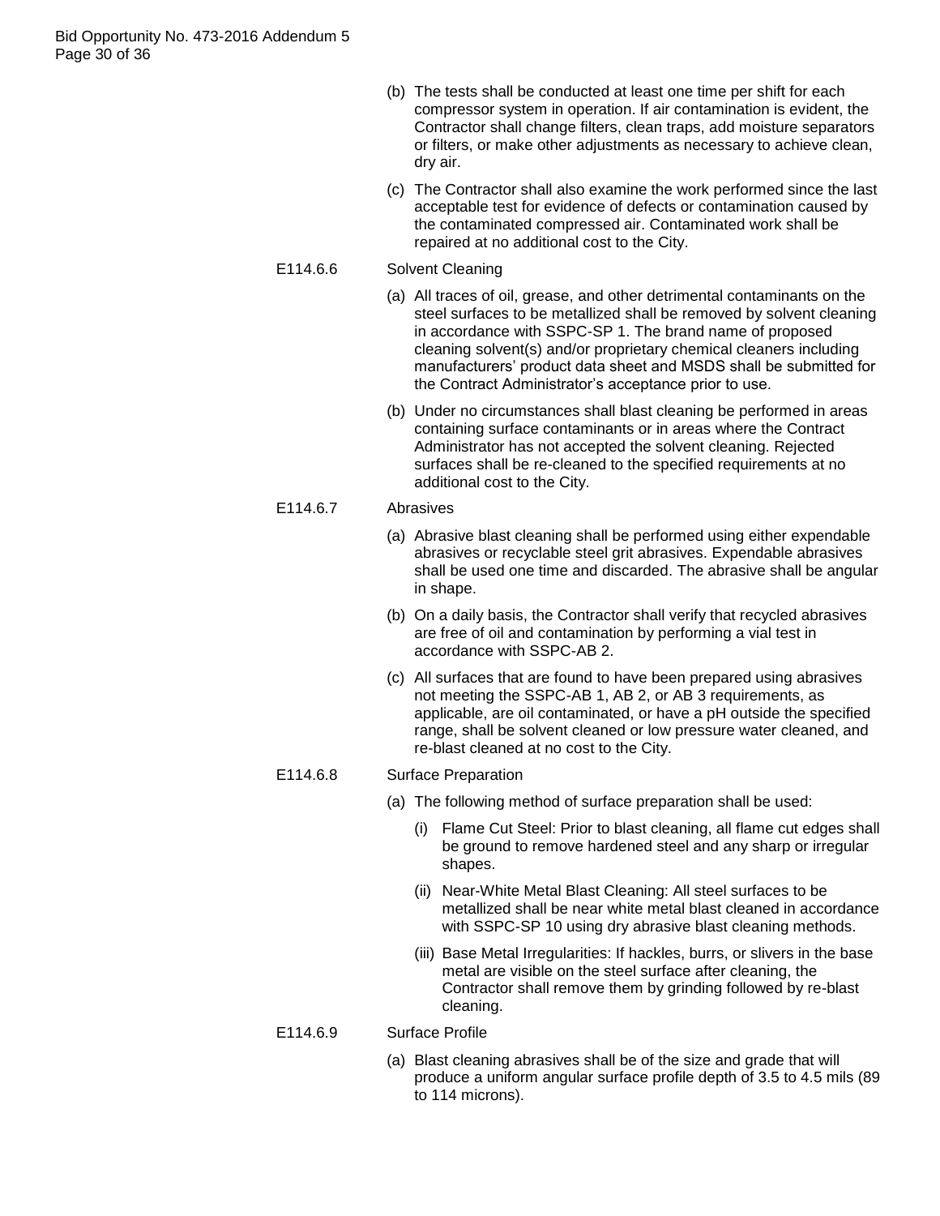(b) The tests shall be conducted at least one time per shift for each compressor system in operation. If air contamination is evident, the Contractor shall change filters, clean traps, add moisture separators or filters, or make other adjustments as necessary to achieve clean, dry air.

(c) The Contractor shall also examine the work performed since the last acceptable test for evidence of defects or contamination caused by the contaminated compressed air. Contaminated work shall be repaired at no additional cost to the City.

E114.6.6 Solvent Cleaning

(a) All traces of oil, grease, and other detrimental contaminants on the steel surfaces to be metallized shall be removed by solvent cleaning in accordance with SSPC-SP 1. The brand name of proposed cleaning solvent(s) and/or proprietary chemical cleaners including manufacturers' product data sheet and MSDS shall be submitted for the Contract Administrator's acceptance prior to use.

(b) Under no circumstances shall blast cleaning be performed in areas containing surface contaminants or in areas where the Contract Administrator has not accepted the solvent cleaning. Rejected surfaces shall be re-cleaned to the specified requirements at no additional cost to the City.

E114.6.7 Abrasives

(a) Abrasive blast cleaning shall be performed using either expendable abrasives or recyclable steel grit abrasives. Expendable abrasives shall be used one time and discarded. The abrasive shall be angular in shape.

(b) On a daily basis, the Contractor shall verify that recycled abrasives are free of oil and contamination by performing a vial test in accordance with SSPC-AB 2.

(c) All surfaces that are found to have been prepared using abrasives not meeting the SSPC-AB 1, AB 2, or AB 3 requirements, as applicable, are oil contaminated, or have a pH outside the specified range, shall be solvent cleaned or low pressure water cleaned, and re-blast cleaned at no cost to the City.

E114.6.8 Surface Preparation

(a) The following method of surface preparation shall be used:

(i) Flame Cut Steel: Prior to blast cleaning, all flame cut edges shall be ground to remove hardened steel and any sharp or irregular shapes.

(ii) Near-White Metal Blast Cleaning: All steel surfaces to be metallized shall be near white metal blast cleaned in accordance with SSPC-SP 10 using dry abrasive blast cleaning methods.

(iii) Base Metal Irregularities: If hackles, burrs, or slivers in the base metal are visible on the steel surface after cleaning, the Contractor shall remove them by grinding followed by re-blast cleaning.

E114.6.9 Surface Profile

(a) Blast cleaning abrasives shall be of the size and grade that will produce a uniform angular surface profile depth of 3.5 to 4.5 mils (89 to 114 microns).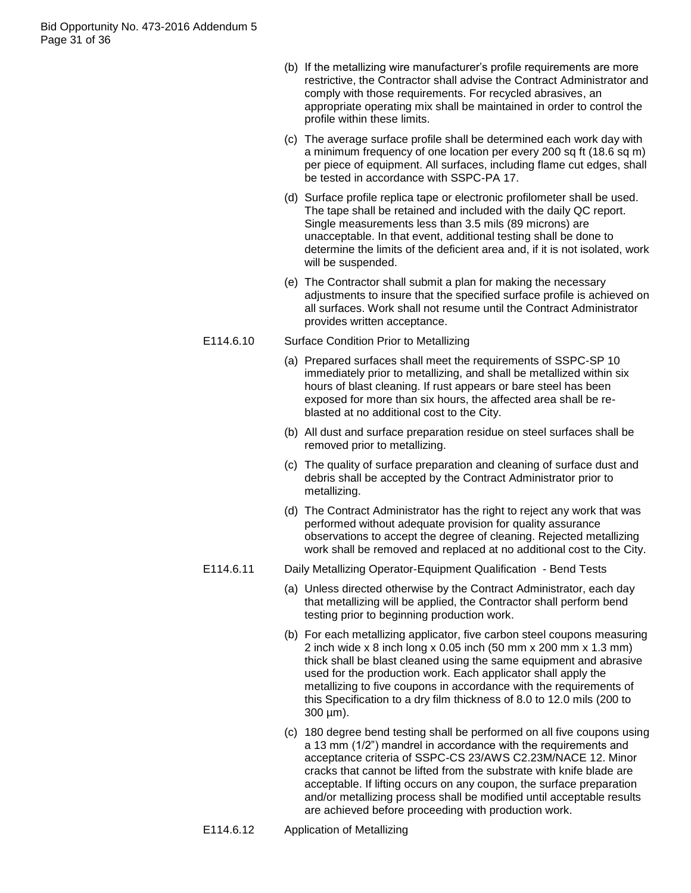(b) If the metallizing wire manufacturer's profile requirements are more restrictive, the Contractor shall advise the Contract Administrator and comply with those requirements. For recycled abrasives, an appropriate operating mix shall be maintained in order to control the profile within these limits.

(c) The average surface profile shall be determined each work day with a minimum frequency of one location per every 200 sq ft (18.6 sq m) per piece of equipment. All surfaces, including flame cut edges, shall be tested in accordance with SSPC-PA 17.

(d) Surface profile replica tape or electronic profilometer shall be used. The tape shall be retained and included with the daily QC report. Single measurements less than 3.5 mils (89 microns) are unacceptable. In that event, additional testing shall be done to determine the limits of the deficient area and, if it is not isolated, work will be suspended.

(e) The Contractor shall submit a plan for making the necessary adjustments to insure that the specified surface profile is achieved on all surfaces. Work shall not resume until the Contract Administrator provides written acceptance.

E114.6.10 Surface Condition Prior to Metallizing

(a) Prepared surfaces shall meet the requirements of SSPC-SP 10 immediately prior to metallizing, and shall be metallized within six hours of blast cleaning. If rust appears or bare steel has been exposed for more than six hours, the affected area shall be re-blasted at no additional cost to the City.

(b) All dust and surface preparation residue on steel surfaces shall be removed prior to metallizing.

(c) The quality of surface preparation and cleaning of surface dust and debris shall be accepted by the Contract Administrator prior to metallizing.

(d) The Contract Administrator has the right to reject any work that was performed without adequate provision for quality assurance observations to accept the degree of cleaning. Rejected metallizing work shall be removed and replaced at no additional cost to the City.

E114.6.11 Daily Metallizing Operator-Equipment Qualification - Bend Tests

(a) Unless directed otherwise by the Contract Administrator, each day that metallizing will be applied, the Contractor shall perform bend testing prior to beginning production work.

(b) For each metallizing applicator, five carbon steel coupons measuring 2 inch wide x 8 inch long x 0.05 inch (50 mm x 200 mm x 1.3 mm) thick shall be blast cleaned using the same equipment and abrasive used for the production work. Each applicator shall apply the metallizing to five coupons in accordance with the requirements of this Specification to a dry film thickness of 8.0 to 12.0 mils (200 to 300 µm).

(c) 180 degree bend testing shall be performed on all five coupons using a 13 mm (1/2") mandrel in accordance with the requirements and acceptance criteria of SSPC-CS 23/AWS C2.23M/NACE 12. Minor cracks that cannot be lifted from the substrate with knife blade are acceptable. If lifting occurs on any coupon, the surface preparation and/or metallizing process shall be modified until acceptable results are achieved before proceeding with production work.

E114.6.12 Application of Metallizing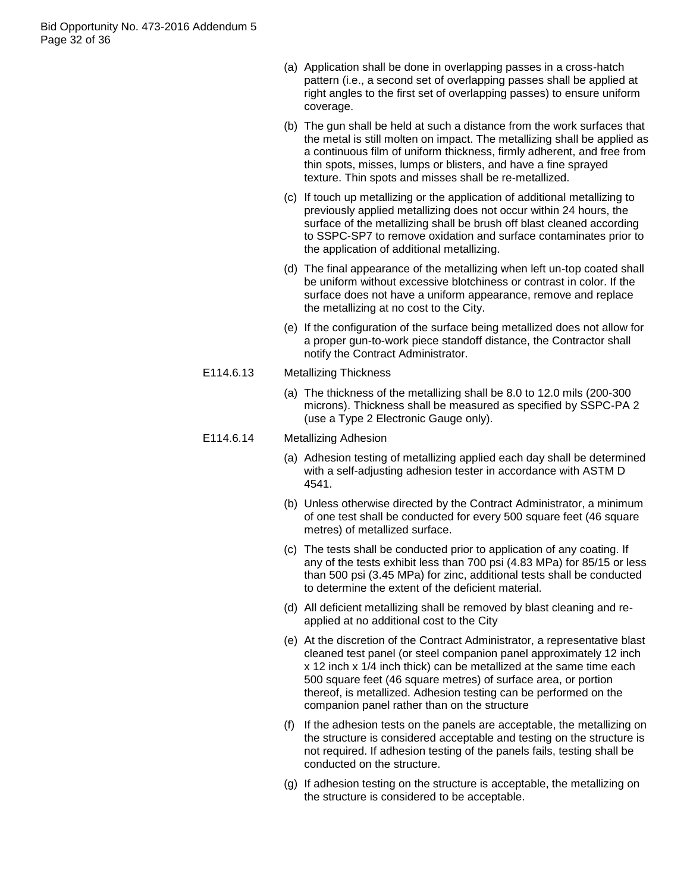(a) Application shall be done in overlapping passes in a cross-hatch pattern (i.e., a second set of overlapping passes shall be applied at right angles to the first set of overlapping passes) to ensure uniform coverage.

(b) The gun shall be held at such a distance from the work surfaces that the metal is still molten on impact. The metallizing shall be applied as a continuous film of uniform thickness, firmly adherent, and free from thin spots, misses, lumps or blisters, and have a fine sprayed texture. Thin spots and misses shall be re-metallized.

(c) If touch up metallizing or the application of additional metallizing to previously applied metallizing does not occur within 24 hours, the surface of the metallizing shall be brush off blast cleaned according to SSPC-SP7 to remove oxidation and surface contaminates prior to the application of additional metallizing.

(d) The final appearance of the metallizing when left un-top coated shall be uniform without excessive blotchiness or contrast in color. If the surface does not have a uniform appearance, remove and replace the metallizing at no cost to the City.

(e) If the configuration of the surface being metallized does not allow for a proper gun-to-work piece standoff distance, the Contractor shall notify the Contract Administrator.

E114.6.13 Metallizing Thickness

(a) The thickness of the metallizing shall be 8.0 to 12.0 mils (200-300 microns). Thickness shall be measured as specified by SSPC-PA 2 (use a Type 2 Electronic Gauge only).

E114.6.14 Metallizing Adhesion

(a) Adhesion testing of metallizing applied each day shall be determined with a self-adjusting adhesion tester in accordance with ASTM D 4541.

(b) Unless otherwise directed by the Contract Administrator, a minimum of one test shall be conducted for every 500 square feet (46 square metres) of metallized surface.

(c) The tests shall be conducted prior to application of any coating. If any of the tests exhibit less than 700 psi (4.83 MPa) for 85/15 or less than 500 psi (3.45 MPa) for zinc, additional tests shall be conducted to determine the extent of the deficient material.

(d) All deficient metallizing shall be removed by blast cleaning and re-applied at no additional cost to the City

(e) At the discretion of the Contract Administrator, a representative blast cleaned test panel (or steel companion panel approximately 12 inch x 12 inch x 1/4 inch thick) can be metallized at the same time each 500 square feet (46 square metres) of surface area, or portion thereof, is metallized. Adhesion testing can be performed on the companion panel rather than on the structure

(f) If the adhesion tests on the panels are acceptable, the metallizing on the structure is considered acceptable and testing on the structure is not required. If adhesion testing of the panels fails, testing shall be conducted on the structure.

(g) If adhesion testing on the structure is acceptable, the metallizing on the structure is considered to be acceptable.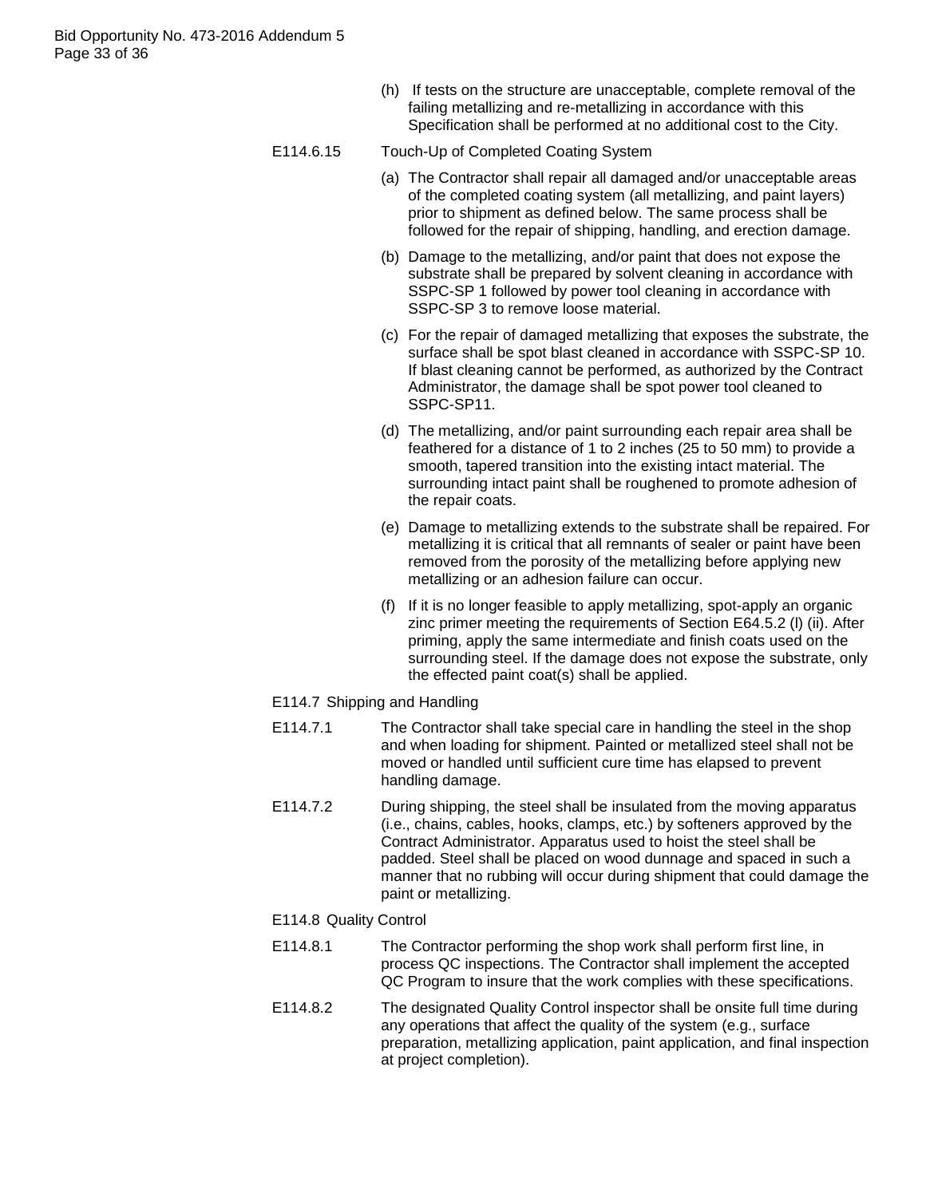(h) If tests on the structure are unacceptable, complete removal of the failing metallizing and re-metallizing in accordance with this Specification shall be performed at no additional cost to the City.

E114.6.15 Touch-Up of Completed Coating System

(a) The Contractor shall repair all damaged and/or unacceptable areas of the completed coating system (all metallizing, and paint layers) prior to shipment as defined below. The same process shall be followed for the repair of shipping, handling, and erection damage.

(b) Damage to the metallizing, and/or paint that does not expose the substrate shall be prepared by solvent cleaning in accordance with SSPC-SP 1 followed by power tool cleaning in accordance with SSPC-SP 3 to remove loose material.

(c) For the repair of damaged metallizing that exposes the substrate, the surface shall be spot blast cleaned in accordance with SSPC-SP 10. If blast cleaning cannot be performed, as authorized by the Contract Administrator, the damage shall be spot power tool cleaned to SSPC-SP11.

(d) The metallizing, and/or paint surrounding each repair area shall be feathered for a distance of 1 to 2 inches (25 to 50 mm) to provide a smooth, tapered transition into the existing intact material. The surrounding intact paint shall be roughened to promote adhesion of the repair coats.

(e) Damage to metallizing extends to the substrate shall be repaired. For metallizing it is critical that all remnants of sealer or paint have been removed from the porosity of the metallizing before applying new metallizing or an adhesion failure can occur.

(f) If it is no longer feasible to apply metallizing, spot-apply an organic zinc primer meeting the requirements of Section E64.5.2 (l) (ii). After priming, apply the same intermediate and finish coats used on the surrounding steel. If the damage does not expose the substrate, only the effected paint coat(s) shall be applied.

E114.7 Shipping and Handling

E114.7.1 The Contractor shall take special care in handling the steel in the shop and when loading for shipment. Painted or metallized steel shall not be moved or handled until sufficient cure time has elapsed to prevent handling damage.

E114.7.2 During shipping, the steel shall be insulated from the moving apparatus (i.e., chains, cables, hooks, clamps, etc.) by softeners approved by the Contract Administrator. Apparatus used to hoist the steel shall be padded. Steel shall be placed on wood dunnage and spaced in such a manner that no rubbing will occur during shipment that could damage the paint or metallizing.

E114.8 Quality Control

E114.8.1 The Contractor performing the shop work shall perform first line, in process QC inspections. The Contractor shall implement the accepted QC Program to insure that the work complies with these specifications.

E114.8.2 The designated Quality Control inspector shall be onsite full time during any operations that affect the quality of the system (e.g., surface preparation, metallizing application, paint application, and final inspection at project completion).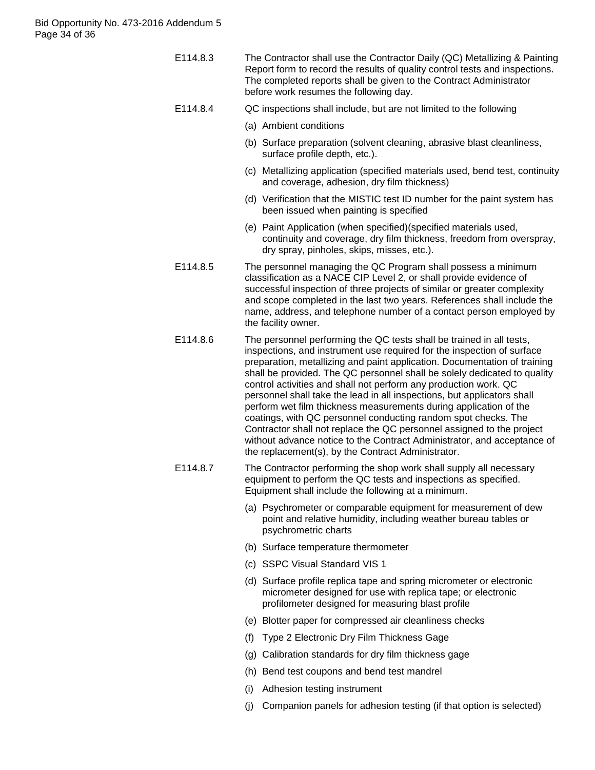E114.8.3 The Contractor shall use the Contractor Daily (QC) Metallizing & Painting Report form to record the results of quality control tests and inspections. The completed reports shall be given to the Contract Administrator before work resumes the following day.

E114.8.4 QC inspections shall include, but are not limited to the following

(a) Ambient conditions

(b) Surface preparation (solvent cleaning, abrasive blast cleanliness, surface profile depth, etc.).

(c) Metallizing application (specified materials used, bend test, continuity and coverage, adhesion, dry film thickness)

(d) Verification that the MISTIC test ID number for the paint system has been issued when painting is specified

(e) Paint Application (when specified)(specified materials used, continuity and coverage, dry film thickness, freedom from overspray, dry spray, pinholes, skips, misses, etc.).

E114.8.5 The personnel managing the QC Program shall possess a minimum classification as a NACE CIP Level 2, or shall provide evidence of successful inspection of three projects of similar or greater complexity and scope completed in the last two years. References shall include the name, address, and telephone number of a contact person employed by the facility owner.

E114.8.6 The personnel performing the QC tests shall be trained in all tests, inspections, and instrument use required for the inspection of surface preparation, metallizing and paint application. Documentation of training shall be provided. The QC personnel shall be solely dedicated to quality control activities and shall not perform any production work. QC personnel shall take the lead in all inspections, but applicators shall perform wet film thickness measurements during application of the coatings, with QC personnel conducting random spot checks. The Contractor shall not replace the QC personnel assigned to the project without advance notice to the Contract Administrator, and acceptance of the replacement(s), by the Contract Administrator.

E114.8.7 The Contractor performing the shop work shall supply all necessary equipment to perform the QC tests and inspections as specified. Equipment shall include the following at a minimum.

(a) Psychrometer or comparable equipment for measurement of dew point and relative humidity, including weather bureau tables or psychrometric charts

(b) Surface temperature thermometer

(c) SSPC Visual Standard VIS 1

(d) Surface profile replica tape and spring micrometer or electronic micrometer designed for use with replica tape; or electronic profilometer designed for measuring blast profile

(e) Blotter paper for compressed air cleanliness checks

(f) Type 2 Electronic Dry Film Thickness Gage

(g) Calibration standards for dry film thickness gage

(h) Bend test coupons and bend test mandrel

(i) Adhesion testing instrument

(j) Companion panels for adhesion testing (if that option is selected)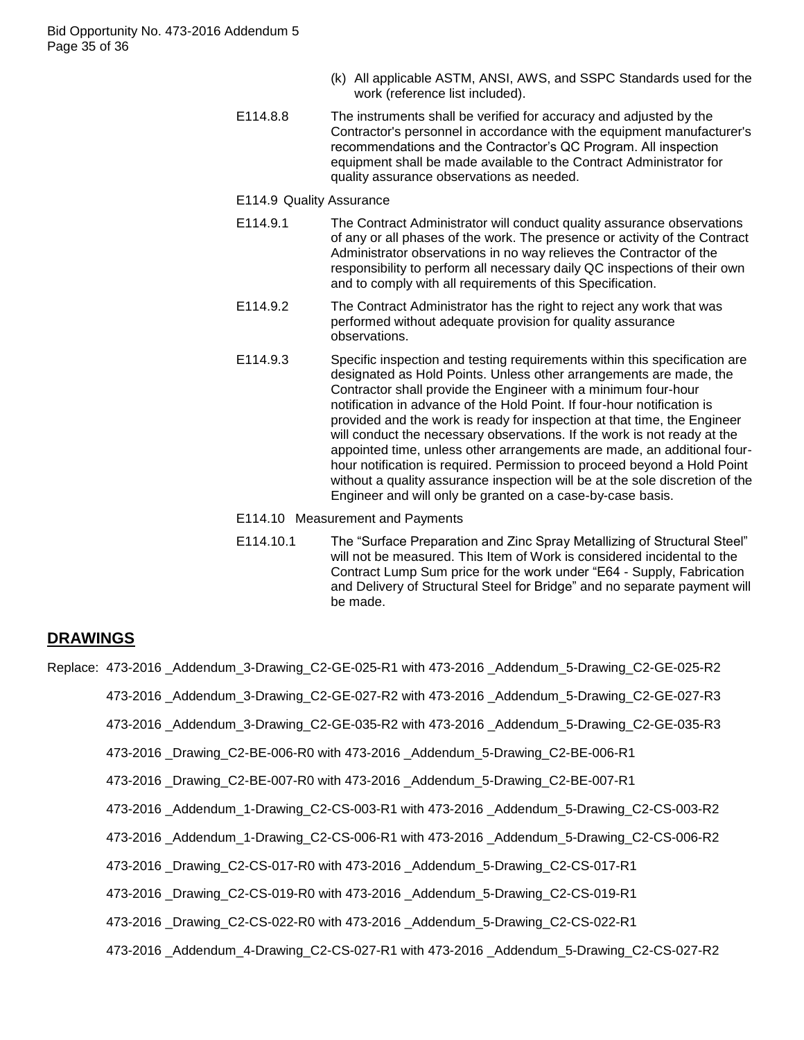(k) All applicable ASTM, ANSI, AWS, and SSPC Standards used for the work (reference list included).

E114.8.8 The instruments shall be verified for accuracy and adjusted by the Contractor's personnel in accordance with the equipment manufacturer's recommendations and the Contractor's QC Program. All inspection equipment shall be made available to the Contract Administrator for quality assurance observations as needed.

E114.9 Quality Assurance

E114.9.1 The Contract Administrator will conduct quality assurance observations of any or all phases of the work. The presence or activity of the Contract Administrator observations in no way relieves the Contractor of the responsibility to perform all necessary daily QC inspections of their own and to comply with all requirements of this Specification.

E114.9.2 The Contract Administrator has the right to reject any work that was performed without adequate provision for quality assurance observations.

E114.9.3 Specific inspection and testing requirements within this specification are designated as Hold Points. Unless other arrangements are made, the Contractor shall provide the Engineer with a minimum four-hour notification in advance of the Hold Point. If four-hour notification is provided and the work is ready for inspection at that time, the Engineer will conduct the necessary observations. If the work is not ready at the appointed time, unless other arrangements are made, an additional four-hour notification is required. Permission to proceed beyond a Hold Point without a quality assurance inspection will be at the sole discretion of the Engineer and will only be granted on a case-by-case basis.

E114.10 Measurement and Payments

E114.10.1 The "Surface Preparation and Zinc Spray Metallizing of Structural Steel" will not be measured. This Item of Work is considered incidental to the Contract Lump Sum price for the work under "E64 - Supply, Fabrication and Delivery of Structural Steel for Bridge" and no separate payment will be made.

## DRAWINGS

Replace: 473-2016 _Addendum_3-Drawing_C2-GE-025-R1 with 473-2016 _Addendum_5-Drawing_C2-GE-025-R2

473-2016 _Addendum_3-Drawing_C2-GE-027-R2 with 473-2016 _Addendum_5-Drawing_C2-GE-027-R3

473-2016 _Addendum_3-Drawing_C2-GE-035-R2 with 473-2016 _Addendum_5-Drawing_C2-GE-035-R3

473-2016 _Drawing_C2-BE-006-R0 with 473-2016 _Addendum_5-Drawing_C2-BE-006-R1

473-2016 _Drawing_C2-BE-007-R0 with 473-2016 _Addendum_5-Drawing_C2-BE-007-R1

473-2016 _Addendum_1-Drawing_C2-CS-003-R1 with 473-2016 _Addendum_5-Drawing_C2-CS-003-R2

473-2016 _Addendum_1-Drawing_C2-CS-006-R1 with 473-2016 _Addendum_5-Drawing_C2-CS-006-R2

473-2016 _Drawing_C2-CS-017-R0 with 473-2016 _Addendum_5-Drawing_C2-CS-017-R1

473-2016 _Drawing_C2-CS-019-R0 with 473-2016 _Addendum_5-Drawing_C2-CS-019-R1

473-2016 _Drawing_C2-CS-022-R0 with 473-2016 _Addendum_5-Drawing_C2-CS-022-R1

473-2016 _Addendum_4-Drawing_C2-CS-027-R1 with 473-2016 _Addendum_5-Drawing_C2-CS-027-R2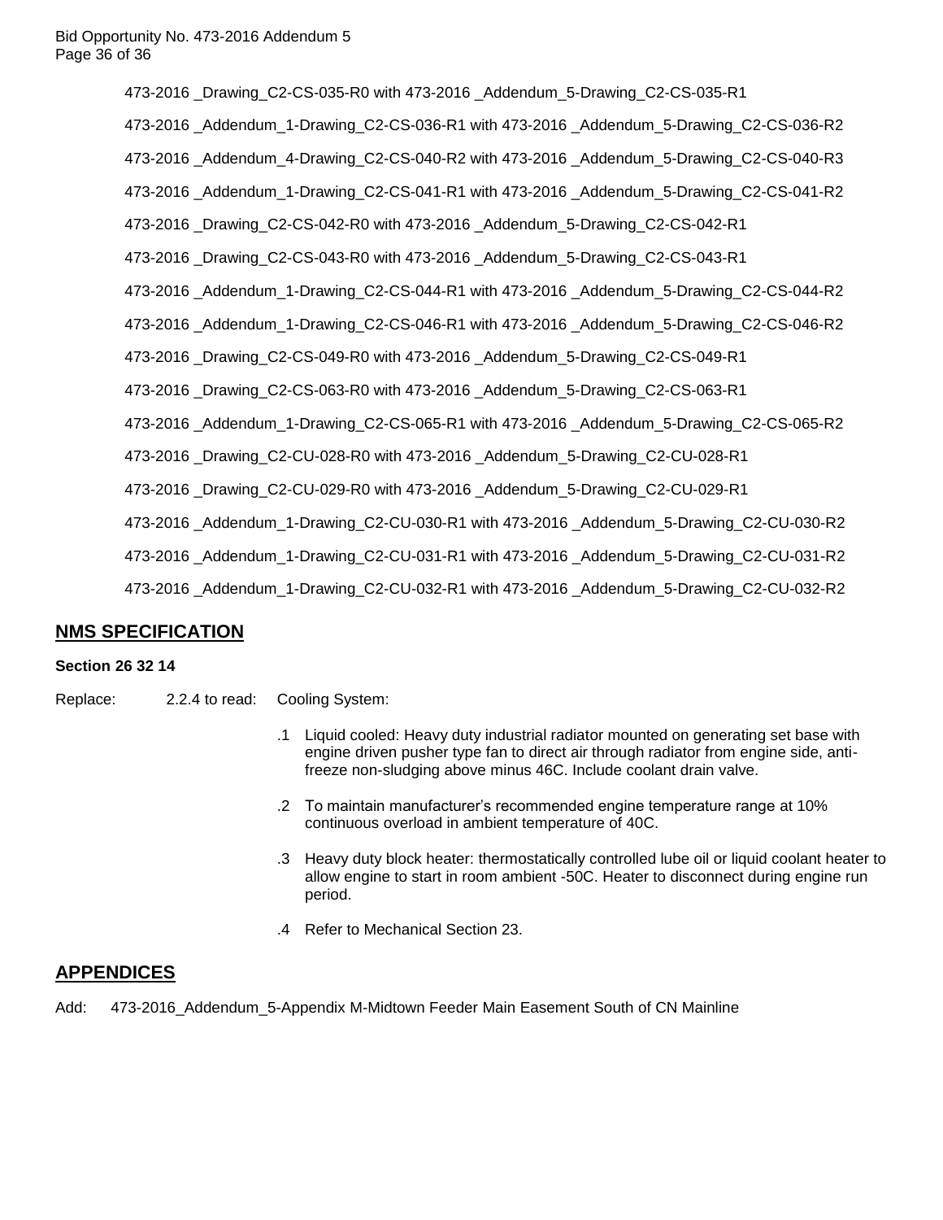473-2016 _Drawing_C2-CS-035-R0 with 473-2016 _Addendum_5-Drawing_C2-CS-035-R1

473-2016 _Addendum_1-Drawing_C2-CS-036-R1 with 473-2016 _Addendum_5-Drawing_C2-CS-036-R2

473-2016 _Addendum_4-Drawing_C2-CS-040-R2 with 473-2016 _Addendum_5-Drawing_C2-CS-040-R3

473-2016 _Addendum_1-Drawing_C2-CS-041-R1 with 473-2016 _Addendum_5-Drawing_C2-CS-041-R2

473-2016 _Drawing_C2-CS-042-R0 with 473-2016 _Addendum_5-Drawing_C2-CS-042-R1

473-2016 _Drawing_C2-CS-043-R0 with 473-2016 _Addendum_5-Drawing_C2-CS-043-R1

473-2016 _Addendum_1-Drawing_C2-CS-044-R1 with 473-2016 _Addendum_5-Drawing_C2-CS-044-R2

473-2016 _Addendum_1-Drawing_C2-CS-046-R1 with 473-2016 _Addendum_5-Drawing_C2-CS-046-R2

473-2016 _Drawing_C2-CS-049-R0 with 473-2016 _Addendum_5-Drawing_C2-CS-049-R1

473-2016 _Drawing_C2-CS-063-R0 with 473-2016 _Addendum_5-Drawing_C2-CS-063-R1

473-2016 _Addendum_1-Drawing_C2-CS-065-R1 with 473-2016 _Addendum_5-Drawing_C2-CS-065-R2

473-2016 _Drawing_C2-CU-028-R0 with 473-2016 _Addendum_5-Drawing_C2-CU-028-R1

473-2016 _Drawing_C2-CU-029-R0 with 473-2016 _Addendum_5-Drawing_C2-CU-029-R1

473-2016 _Addendum_1-Drawing_C2-CU-030-R1 with 473-2016 _Addendum_5-Drawing_C2-CU-030-R2

473-2016 _Addendum_1-Drawing_C2-CU-031-R1 with 473-2016 _Addendum_5-Drawing_C2-CU-031-R2

473-2016 _Addendum_1-Drawing_C2-CU-032-R1 with 473-2016 _Addendum_5-Drawing_C2-CU-032-R2

## NMS SPECIFICATION

**Section 26 32 14**

Replace: 2.2.4 to read: Cooling System:

.1 Liquid cooled: Heavy duty industrial radiator mounted on generating set base with engine driven pusher type fan to direct air through radiator from engine side, anti-freeze non-sludging above minus 46C. Include coolant drain valve.

.2 To maintain manufacturer's recommended engine temperature range at 10% continuous overload in ambient temperature of 40C.

.3 Heavy duty block heater: thermostatically controlled lube oil or liquid coolant heater to allow engine to start in room ambient -50C. Heater to disconnect during engine run period.

.4 Refer to Mechanical Section 23.

## APPENDICES

Add: 473-2016_Addendum_5-Appendix M-Midtown Feeder Main Easement South of CN Mainline